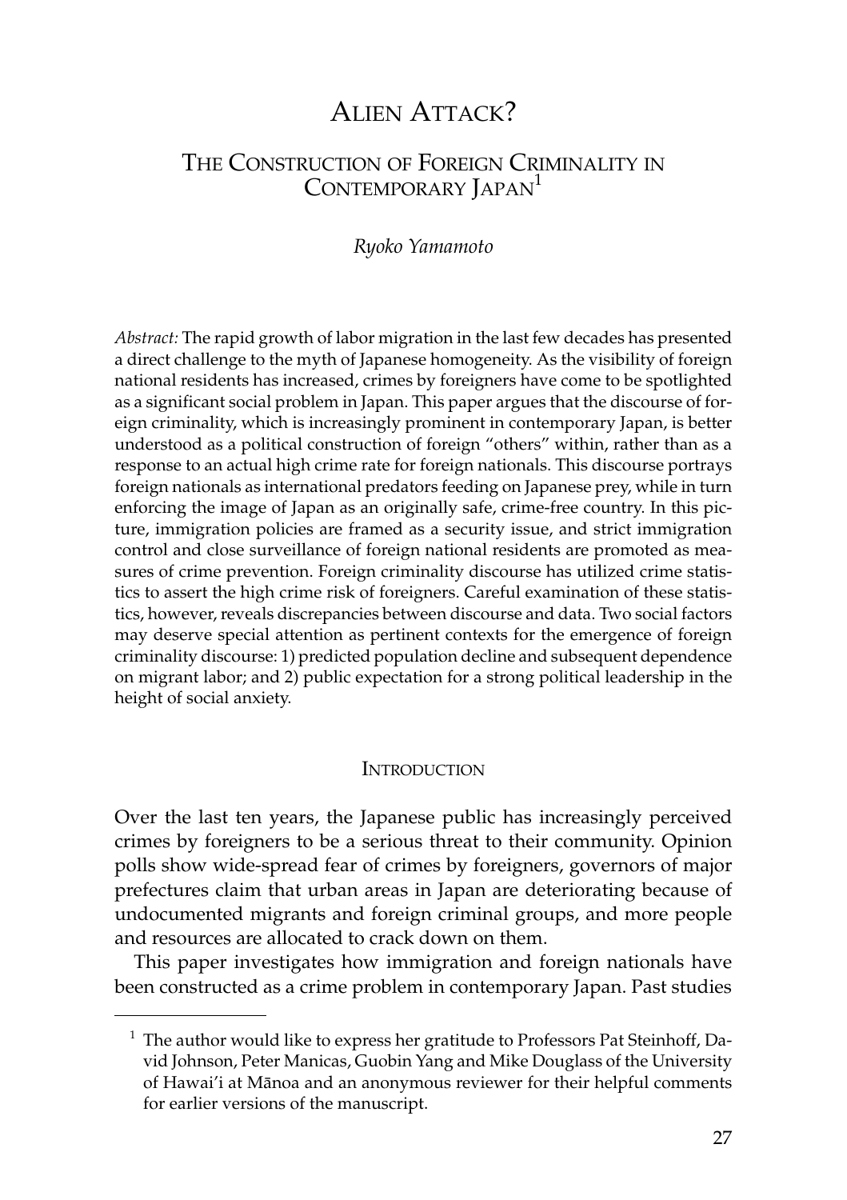# Alien Attack?

## The Construction of Foreign Criminality in Contemporary Japan[1]

*Ryoko Yamamoto*

*Abstract:* The rapid growth of labor migration in the last few decades has presented a direct challenge to the myth of Japanese homogeneity. As the visibility of foreign national residents has increased, crimes by foreigners have come to be spotlighted as a significant social problem in Japan. This paper argues that the discourse of foreign criminality, which is increasingly prominent in contemporary Japan, is better understood as a political construction of foreign "others" within, rather than as a response to an actual high crime rate for foreign nationals. This discourse portrays foreign nationals as international predators feeding on Japanese prey, while in turn enforcing the image of Japan as an originally safe, crime-free country. In this picture, immigration policies are framed as a security issue, and strict immigration control and close surveillance of foreign national residents are promoted as measures of crime prevention. Foreign criminality discourse has utilized crime statistics to assert the high crime risk of foreigners. Careful examination of these statistics, however, reveals discrepancies between discourse and data. Two social factors may deserve special attention as pertinent contexts for the emergence of foreign criminality discourse: 1) predicted population decline and subsequent dependence on migrant labor; and 2) public expectation for a strong political leadership in the height of social anxiety.

### Introduction

Over the last ten years, the Japanese public has increasingly perceived crimes by foreigners to be a serious threat to their community. Opinion polls show wide-spread fear of crimes by foreigners, governors of major prefectures claim that urban areas in Japan are deteriorating because of undocumented migrants and foreign criminal groups, and more people and resources are allocated to crack down on them.

This paper investigates how immigration and foreign nationals have been constructed as a crime problem in contemporary Japan. Past studies

[1] The author would like to express her gratitude to Professors Pat Steinhoff, David Johnson, Peter Manicas, Guobin Yang and Mike Douglass of the University of Hawai'i at Mānoa and an anonymous reviewer for their helpful comments for earlier versions of the manuscript.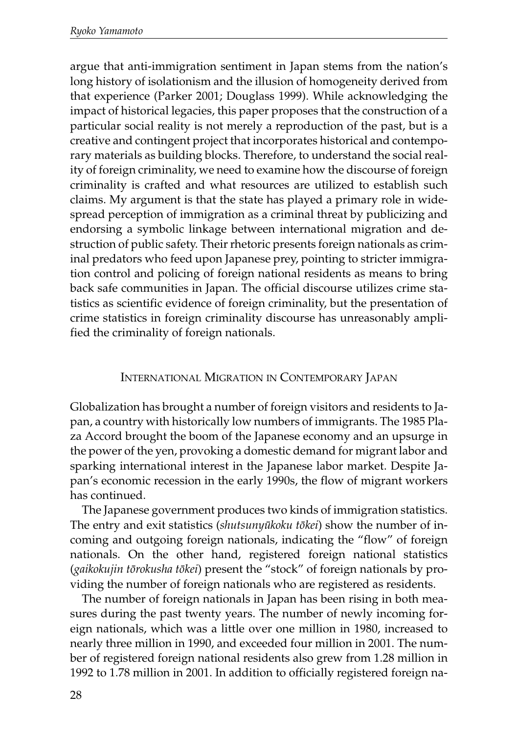argue that anti-immigration sentiment in Japan stems from the nation's long history of isolationism and the illusion of homogeneity derived from that experience (Parker 2001; Douglass 1999). While acknowledging the impact of historical legacies, this paper proposes that the construction of a particular social reality is not merely a reproduction of the past, but is a creative and contingent project that incorporates historical and contemporary materials as building blocks. Therefore, to understand the social reality of foreign criminality, we need to examine how the discourse of foreign criminality is crafted and what resources are utilized to establish such claims. My argument is that the state has played a primary role in widespread perception of immigration as a criminal threat by publicizing and endorsing a symbolic linkage between international migration and destruction of public safety. Their rhetoric presents foreign nationals as criminal predators who feed upon Japanese prey, pointing to stricter immigration control and policing of foreign national residents as means to bring back safe communities in Japan. The official discourse utilizes crime statistics as scientific evidence of foreign criminality, but the presentation of crime statistics in foreign criminality discourse has unreasonably amplified the criminality of foreign nationals.

## International Migration in Contemporary Japan

Globalization has brought a number of foreign visitors and residents to Japan, a country with historically low numbers of immigrants. The 1985 Plaza Accord brought the boom of the Japanese economy and an upsurge in the power of the yen, provoking a domestic demand for migrant labor and sparking international interest in the Japanese labor market. Despite Japan's economic recession in the early 1990s, the flow of migrant workers has continued.

The Japanese government produces two kinds of immigration statistics. The entry and exit statistics (*shutsunyūkoku tōkei*) show the number of incoming and outgoing foreign nationals, indicating the "flow" of foreign nationals. On the other hand, registered foreign national statistics (*gaikokujin tōrokusha tōkei*) present the "stock" of foreign nationals by providing the number of foreign nationals who are registered as residents.

The number of foreign nationals in Japan has been rising in both measures during the past twenty years. The number of newly incoming foreign nationals, which was a little over one million in 1980, increased to nearly three million in 1990, and exceeded four million in 2001. The number of registered foreign national residents also grew from 1.28 million in 1992 to 1.78 million in 2001. In addition to officially registered foreign na-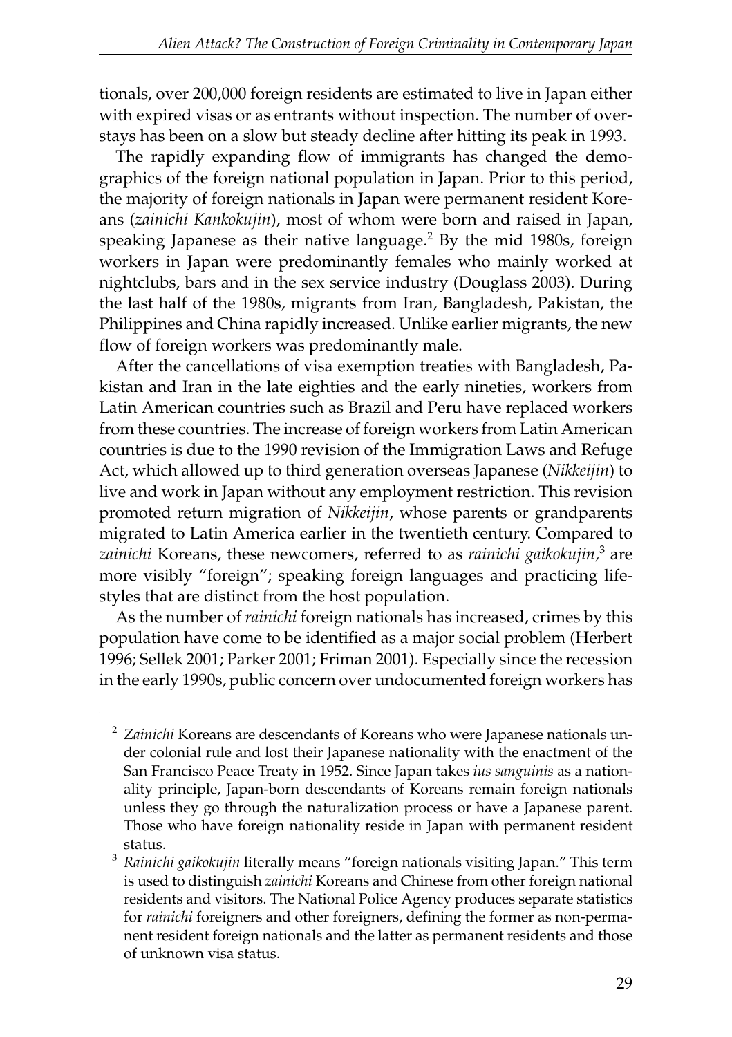tionals, over 200,000 foreign residents are estimated to live in Japan either with expired visas or as entrants without inspection. The number of overstays has been on a slow but steady decline after hitting its peak in 1993.

The rapidly expanding flow of immigrants has changed the demographics of the foreign national population in Japan. Prior to this period, the majority of foreign nationals in Japan were permanent resident Koreans (*zainichi Kankokujin*), most of whom were born and raised in Japan, speaking Japanese as their native language.[2] By the mid 1980s, foreign workers in Japan were predominantly females who mainly worked at nightclubs, bars and in the sex service industry (Douglass 2003). During the last half of the 1980s, migrants from Iran, Bangladesh, Pakistan, the Philippines and China rapidly increased. Unlike earlier migrants, the new flow of foreign workers was predominantly male.

After the cancellations of visa exemption treaties with Bangladesh, Pakistan and Iran in the late eighties and the early nineties, workers from Latin American countries such as Brazil and Peru have replaced workers from these countries. The increase of foreign workers from Latin American countries is due to the 1990 revision of the Immigration Laws and Refuge Act, which allowed up to third generation overseas Japanese (*Nikkeijin*) to live and work in Japan without any employment restriction. This revision promoted return migration of *Nikkeijin*, whose parents or grandparents migrated to Latin America earlier in the twentieth century. Compared to *zainichi* Koreans, these newcomers, referred to as *rainichi gaikokujin*,[3] are more visibly "foreign"; speaking foreign languages and practicing lifestyles that are distinct from the host population.

As the number of *rainichi* foreign nationals has increased, crimes by this population have come to be identified as a major social problem (Herbert 1996; Sellek 2001; Parker 2001; Friman 2001). Especially since the recession in the early 1990s, public concern over undocumented foreign workers has

---

[2] *Zainichi* Koreans are descendants of Koreans who were Japanese nationals under colonial rule and lost their Japanese nationality with the enactment of the San Francisco Peace Treaty in 1952. Since Japan takes *ius sanguinis* as a nationality principle, Japan-born descendants of Koreans remain foreign nationals unless they go through the naturalization process or have a Japanese parent. Those who have foreign nationality reside in Japan with permanent resident status.

[3] *Rainichi gaikokujin* literally means "foreign nationals visiting Japan." This term is used to distinguish *zainichi* Koreans and Chinese from other foreign national residents and visitors. The National Police Agency produces separate statistics for *rainichi* foreigners and other foreigners, defining the former as non-permanent resident foreign nationals and the latter as permanent residents and those of unknown visa status.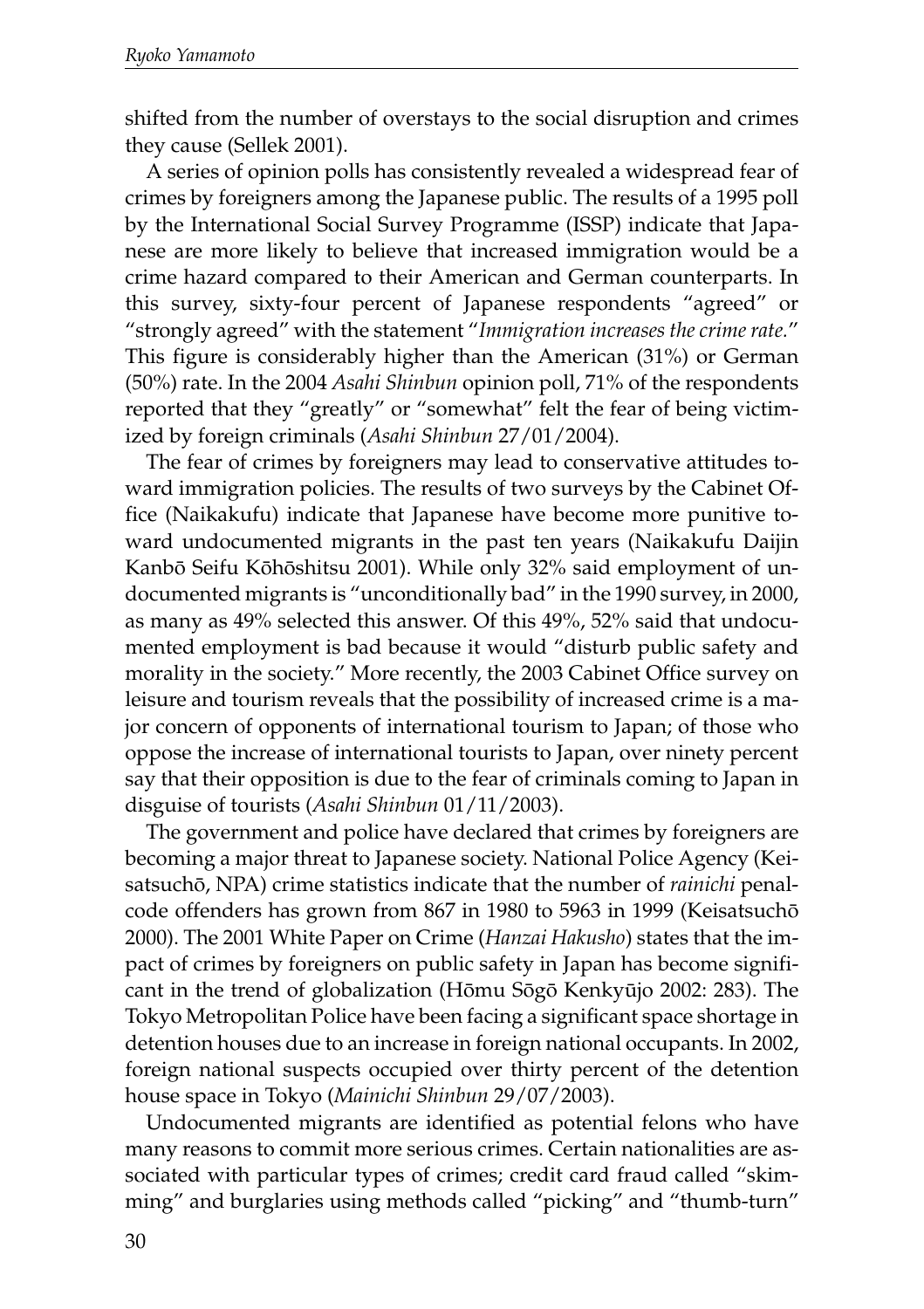shifted from the number of overstays to the social disruption and crimes they cause (Sellek 2001).

A series of opinion polls has consistently revealed a widespread fear of crimes by foreigners among the Japanese public. The results of a 1995 poll by the International Social Survey Programme (ISSP) indicate that Japanese are more likely to believe that increased immigration would be a crime hazard compared to their American and German counterparts. In this survey, sixty-four percent of Japanese respondents "agreed" or "strongly agreed" with the statement "*Immigration increases the crime rate.*" This figure is considerably higher than the American (31%) or German (50%) rate. In the 2004 *Asahi Shinbun* opinion poll, 71% of the respondents reported that they "greatly" or "somewhat" felt the fear of being victimized by foreign criminals (*Asahi Shinbun* 27/01/2004).

The fear of crimes by foreigners may lead to conservative attitudes toward immigration policies. The results of two surveys by the Cabinet Office (Naikakufu) indicate that Japanese have become more punitive toward undocumented migrants in the past ten years (Naikakufu Daijin Kanbō Seifu Kōhōshitsu 2001). While only 32% said employment of undocumented migrants is "unconditionally bad" in the 1990 survey, in 2000, as many as 49% selected this answer. Of this 49%, 52% said that undocumented employment is bad because it would "disturb public safety and morality in the society." More recently, the 2003 Cabinet Office survey on leisure and tourism reveals that the possibility of increased crime is a major concern of opponents of international tourism to Japan; of those who oppose the increase of international tourists to Japan, over ninety percent say that their opposition is due to the fear of criminals coming to Japan in disguise of tourists (*Asahi Shinbun* 01/11/2003).

The government and police have declared that crimes by foreigners are becoming a major threat to Japanese society. National Police Agency (Keisatsuchō, NPA) crime statistics indicate that the number of *rainichi* penal-code offenders has grown from 867 in 1980 to 5963 in 1999 (Keisatsuchō 2000). The 2001 White Paper on Crime (*Hanzai Hakusho*) states that the impact of crimes by foreigners on public safety in Japan has become significant in the trend of globalization (Hōmu Sōgō Kenkyūjo 2002: 283). The Tokyo Metropolitan Police have been facing a significant space shortage in detention houses due to an increase in foreign national occupants. In 2002, foreign national suspects occupied over thirty percent of the detention house space in Tokyo (*Mainichi Shinbun* 29/07/2003).

Undocumented migrants are identified as potential felons who have many reasons to commit more serious crimes. Certain nationalities are associated with particular types of crimes; credit card fraud called "skimming" and burglaries using methods called "picking" and "thumb-turn"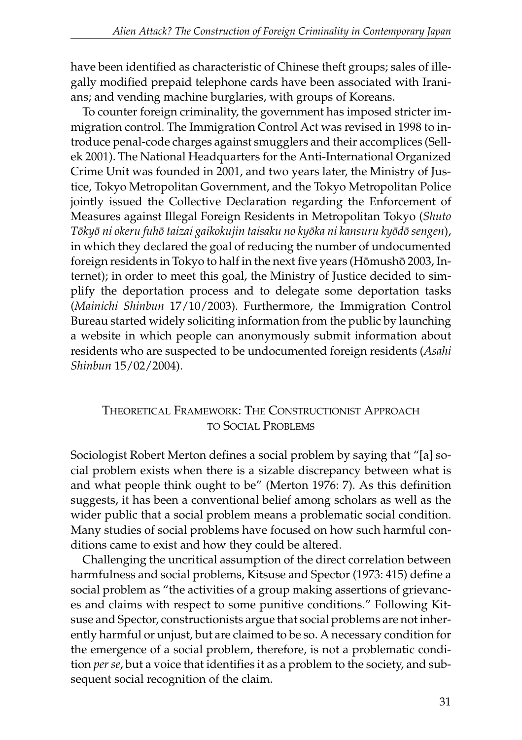have been identified as characteristic of Chinese theft groups; sales of illegally modified prepaid telephone cards have been associated with Iranians; and vending machine burglaries, with groups of Koreans.

To counter foreign criminality, the government has imposed stricter immigration control. The Immigration Control Act was revised in 1998 to introduce penal-code charges against smugglers and their accomplices (Sellek 2001). The National Headquarters for the Anti-International Organized Crime Unit was founded in 2001, and two years later, the Ministry of Justice, Tokyo Metropolitan Government, and the Tokyo Metropolitan Police jointly issued the Collective Declaration regarding the Enforcement of Measures against Illegal Foreign Residents in Metropolitan Tokyo (*Shuto Tōkyō ni okeru fuhō taizai gaikokujin taisaku no kyōka ni kansuru kyōdō sengen*), in which they declared the goal of reducing the number of undocumented foreign residents in Tokyo to half in the next five years (Hōmushō 2003, Internet); in order to meet this goal, the Ministry of Justice decided to simplify the deportation process and to delegate some deportation tasks (*Mainichi Shinbun* 17/10/2003). Furthermore, the Immigration Control Bureau started widely soliciting information from the public by launching a website in which people can anonymously submit information about residents who are suspected to be undocumented foreign residents (*Asahi Shinbun* 15/02/2004).

## Theoretical Framework: The Constructionist Approach to Social Problems

Sociologist Robert Merton defines a social problem by saying that "[a] social problem exists when there is a sizable discrepancy between what is and what people think ought to be" (Merton 1976: 7). As this definition suggests, it has been a conventional belief among scholars as well as the wider public that a social problem means a problematic social condition. Many studies of social problems have focused on how such harmful conditions came to exist and how they could be altered.

Challenging the uncritical assumption of the direct correlation between harmfulness and social problems, Kitsuse and Spector (1973: 415) define a social problem as "the activities of a group making assertions of grievances and claims with respect to some punitive conditions." Following Kitsuse and Spector, constructionists argue that social problems are not inherently harmful or unjust, but are claimed to be so. A necessary condition for the emergence of a social problem, therefore, is not a problematic condition *per se*, but a voice that identifies it as a problem to the society, and subsequent social recognition of the claim.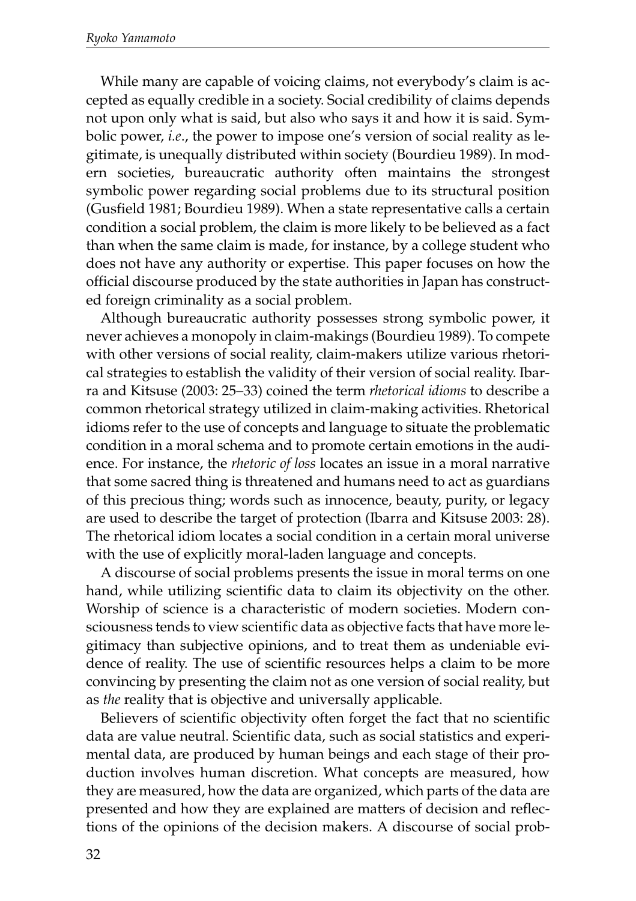While many are capable of voicing claims, not everybody's claim is accepted as equally credible in a society. Social credibility of claims depends not upon only what is said, but also who says it and how it is said. Symbolic power, *i.e*., the power to impose one's version of social reality as legitimate, is unequally distributed within society (Bourdieu 1989). In modern societies, bureaucratic authority often maintains the strongest symbolic power regarding social problems due to its structural position (Gusfield 1981; Bourdieu 1989). When a state representative calls a certain condition a social problem, the claim is more likely to be believed as a fact than when the same claim is made, for instance, by a college student who does not have any authority or expertise. This paper focuses on how the official discourse produced by the state authorities in Japan has constructed foreign criminality as a social problem.

Although bureaucratic authority possesses strong symbolic power, it never achieves a monopoly in claim-makings (Bourdieu 1989). To compete with other versions of social reality, claim-makers utilize various rhetorical strategies to establish the validity of their version of social reality. Ibarra and Kitsuse (2003: 25–33) coined the term *rhetorical idioms* to describe a common rhetorical strategy utilized in claim-making activities. Rhetorical idioms refer to the use of concepts and language to situate the problematic condition in a moral schema and to promote certain emotions in the audience. For instance, the *rhetoric of loss* locates an issue in a moral narrative that some sacred thing is threatened and humans need to act as guardians of this precious thing; words such as innocence, beauty, purity, or legacy are used to describe the target of protection (Ibarra and Kitsuse 2003: 28). The rhetorical idiom locates a social condition in a certain moral universe with the use of explicitly moral-laden language and concepts.

A discourse of social problems presents the issue in moral terms on one hand, while utilizing scientific data to claim its objectivity on the other. Worship of science is a characteristic of modern societies. Modern consciousness tends to view scientific data as objective facts that have more legitimacy than subjective opinions, and to treat them as undeniable evidence of reality. The use of scientific resources helps a claim to be more convincing by presenting the claim not as one version of social reality, but as *the* reality that is objective and universally applicable.

Believers of scientific objectivity often forget the fact that no scientific data are value neutral. Scientific data, such as social statistics and experimental data, are produced by human beings and each stage of their production involves human discretion. What concepts are measured, how they are measured, how the data are organized, which parts of the data are presented and how they are explained are matters of decision and reflections of the opinions of the decision makers. A discourse of social prob-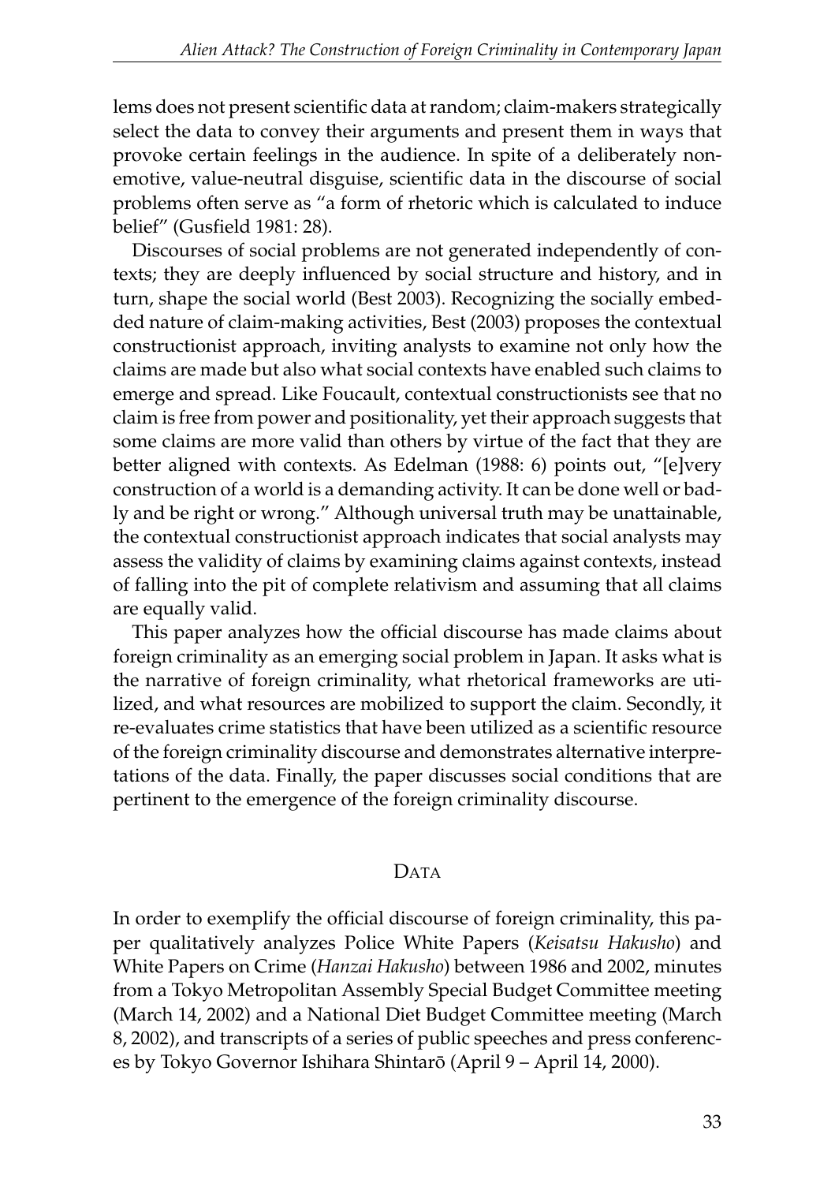lems does not present scientific data at random; claim-makers strategically select the data to convey their arguments and present them in ways that provoke certain feelings in the audience. In spite of a deliberately non-emotive, value-neutral disguise, scientific data in the discourse of social problems often serve as "a form of rhetoric which is calculated to induce belief" (Gusfield 1981: 28).

Discourses of social problems are not generated independently of contexts; they are deeply influenced by social structure and history, and in turn, shape the social world (Best 2003). Recognizing the socially embedded nature of claim-making activities, Best (2003) proposes the contextual constructionist approach, inviting analysts to examine not only how the claims are made but also what social contexts have enabled such claims to emerge and spread. Like Foucault, contextual constructionists see that no claim is free from power and positionality, yet their approach suggests that some claims are more valid than others by virtue of the fact that they are better aligned with contexts. As Edelman (1988: 6) points out, "[e]very construction of a world is a demanding activity. It can be done well or badly and be right or wrong." Although universal truth may be unattainable, the contextual constructionist approach indicates that social analysts may assess the validity of claims by examining claims against contexts, instead of falling into the pit of complete relativism and assuming that all claims are equally valid.

This paper analyzes how the official discourse has made claims about foreign criminality as an emerging social problem in Japan. It asks what is the narrative of foreign criminality, what rhetorical frameworks are utilized, and what resources are mobilized to support the claim. Secondly, it re-evaluates crime statistics that have been utilized as a scientific resource of the foreign criminality discourse and demonstrates alternative interpretations of the data. Finally, the paper discusses social conditions that are pertinent to the emergence of the foreign criminality discourse.

## Data

In order to exemplify the official discourse of foreign criminality, this paper qualitatively analyzes Police White Papers (*Keisatsu Hakusho*) and White Papers on Crime (*Hanzai Hakusho*) between 1986 and 2002, minutes from a Tokyo Metropolitan Assembly Special Budget Committee meeting (March 14, 2002) and a National Diet Budget Committee meeting (March 8, 2002), and transcripts of a series of public speeches and press conferences by Tokyo Governor Ishihara Shintarō (April 9 – April 14, 2000).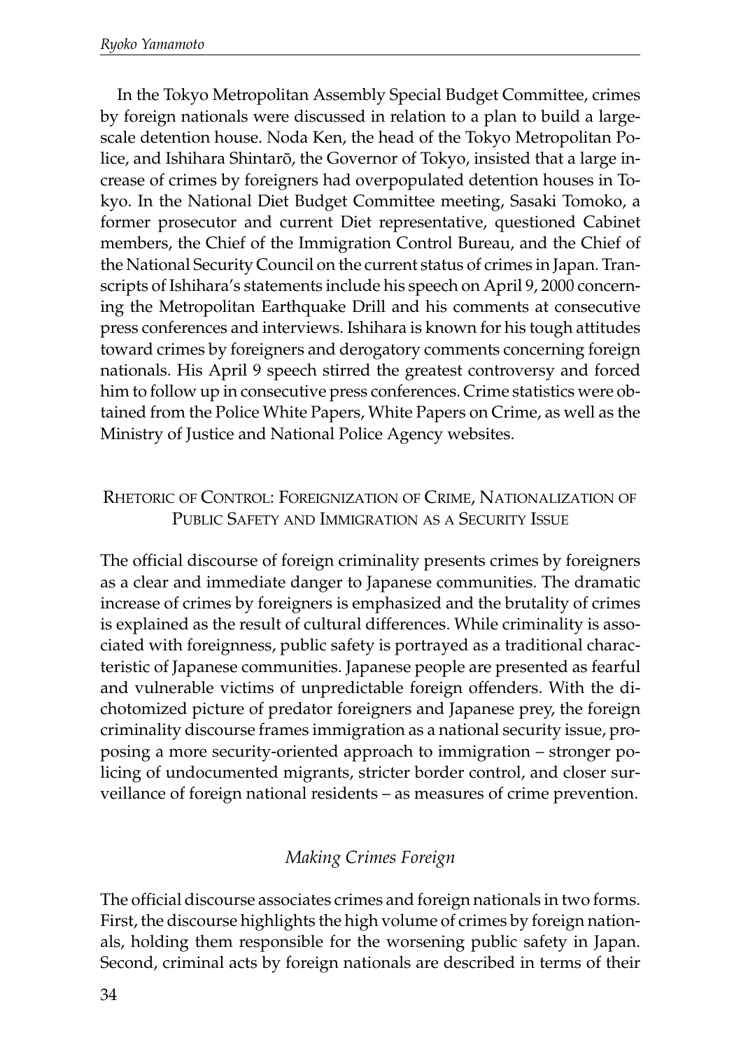In the Tokyo Metropolitan Assembly Special Budget Committee, crimes by foreign nationals were discussed in relation to a plan to build a large-scale detention house. Noda Ken, the head of the Tokyo Metropolitan Police, and Ishihara Shintarō, the Governor of Tokyo, insisted that a large increase of crimes by foreigners had overpopulated detention houses in Tokyo. In the National Diet Budget Committee meeting, Sasaki Tomoko, a former prosecutor and current Diet representative, questioned Cabinet members, the Chief of the Immigration Control Bureau, and the Chief of the National Security Council on the current status of crimes in Japan. Transcripts of Ishihara's statements include his speech on April 9, 2000 concerning the Metropolitan Earthquake Drill and his comments at consecutive press conferences and interviews. Ishihara is known for his tough attitudes toward crimes by foreigners and derogatory comments concerning foreign nationals. His April 9 speech stirred the greatest controversy and forced him to follow up in consecutive press conferences. Crime statistics were obtained from the Police White Papers, White Papers on Crime, as well as the Ministry of Justice and National Police Agency websites.

## Rhetoric of Control: Foreignization of Crime, Nationalization of Public Safety and Immigration as a Security Issue

The official discourse of foreign criminality presents crimes by foreigners as a clear and immediate danger to Japanese communities. The dramatic increase of crimes by foreigners is emphasized and the brutality of crimes is explained as the result of cultural differences. While criminality is associated with foreignness, public safety is portrayed as a traditional characteristic of Japanese communities. Japanese people are presented as fearful and vulnerable victims of unpredictable foreign offenders. With the dichotomized picture of predator foreigners and Japanese prey, the foreign criminality discourse frames immigration as a national security issue, proposing a more security-oriented approach to immigration – stronger policing of undocumented migrants, stricter border control, and closer surveillance of foreign national residents – as measures of crime prevention.

### *Making Crimes Foreign*

The official discourse associates crimes and foreign nationals in two forms. First, the discourse highlights the high volume of crimes by foreign nationals, holding them responsible for the worsening public safety in Japan. Second, criminal acts by foreign nationals are described in terms of their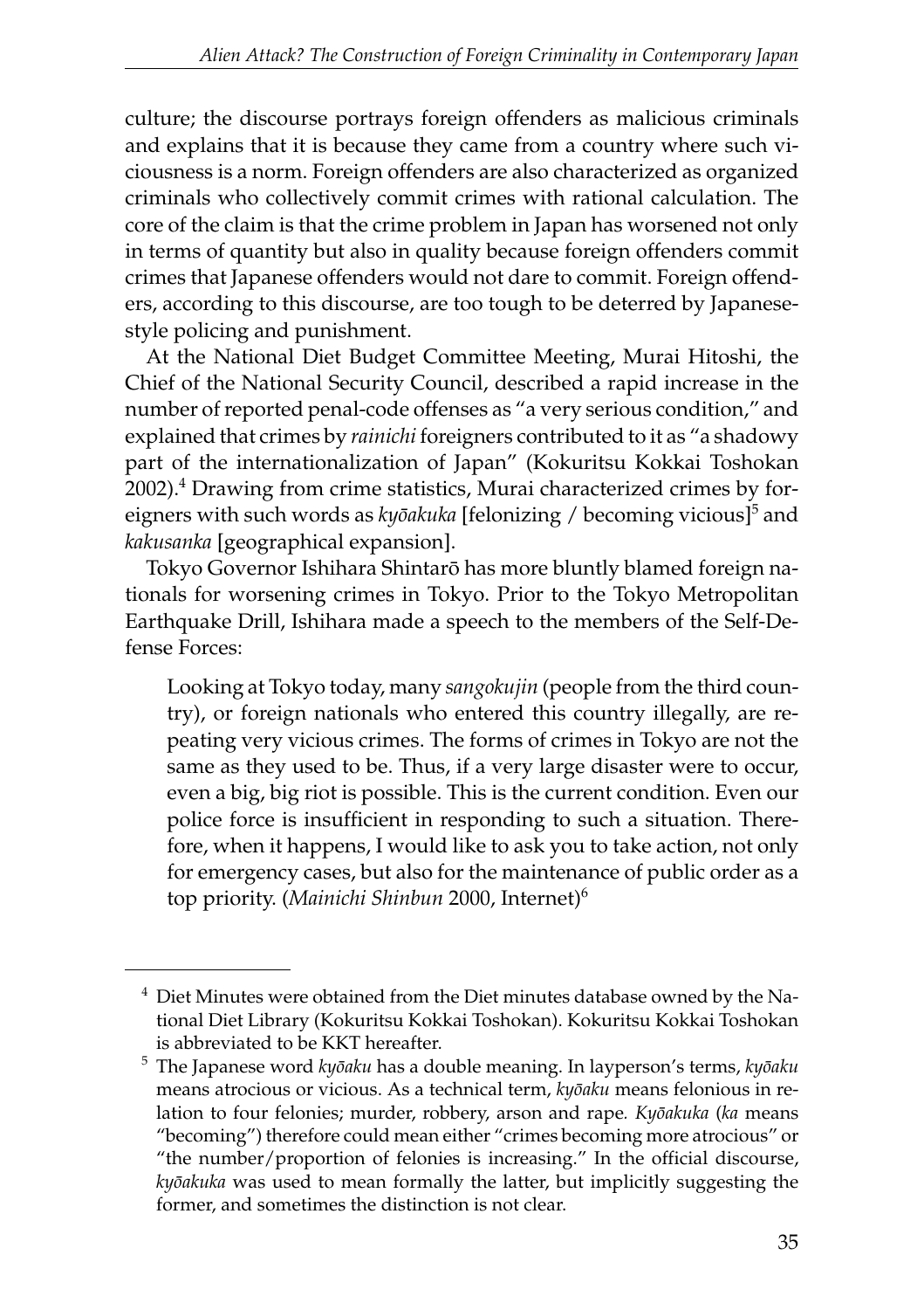culture; the discourse portrays foreign offenders as malicious criminals and explains that it is because they came from a country where such viciousness is a norm. Foreign offenders are also characterized as organized criminals who collectively commit crimes with rational calculation. The core of the claim is that the crime problem in Japan has worsened not only in terms of quantity but also in quality because foreign offenders commit crimes that Japanese offenders would not dare to commit. Foreign offenders, according to this discourse, are too tough to be deterred by Japanese-style policing and punishment.

At the National Diet Budget Committee Meeting, Murai Hitoshi, the Chief of the National Security Council, described a rapid increase in the number of reported penal-code offenses as "a very serious condition," and explained that crimes by *rainichi* foreigners contributed to it as "a shadowy part of the internationalization of Japan" (Kokuritsu Kokkai Toshokan 2002).[4] Drawing from crime statistics, Murai characterized crimes by foreigners with such words as *kyōakuka* [felonizing / becoming vicious][5] and *kakusanka* [geographical expansion].

Tokyo Governor Ishihara Shintarō has more bluntly blamed foreign nationals for worsening crimes in Tokyo. Prior to the Tokyo Metropolitan Earthquake Drill, Ishihara made a speech to the members of the Self-Defense Forces:

> Looking at Tokyo today, many *sangokujin* (people from the third country), or foreign nationals who entered this country illegally, are repeating very vicious crimes. The forms of crimes in Tokyo are not the same as they used to be. Thus, if a very large disaster were to occur, even a big, big riot is possible. This is the current condition. Even our police force is insufficient in responding to such a situation. Therefore, when it happens, I would like to ask you to take action, not only for emergency cases, but also for the maintenance of public order as a top priority. (*Mainichi Shinbun* 2000, Internet)[6]

---

[4] Diet Minutes were obtained from the Diet minutes database owned by the National Diet Library (Kokuritsu Kokkai Toshokan). Kokuritsu Kokkai Toshokan is abbreviated to be KKT hereafter.

[5] The Japanese word *kyōaku* has a double meaning. In layperson's terms, *kyōaku* means atrocious or vicious. As a technical term, *kyōaku* means felonious in relation to four felonies; murder, robbery, arson and rape. *Kyōakuka* (*ka* means "becoming") therefore could mean either "crimes becoming more atrocious" or "the number/proportion of felonies is increasing." In the official discourse, *kyōakuka* was used to mean formally the latter, but implicitly suggesting the former, and sometimes the distinction is not clear.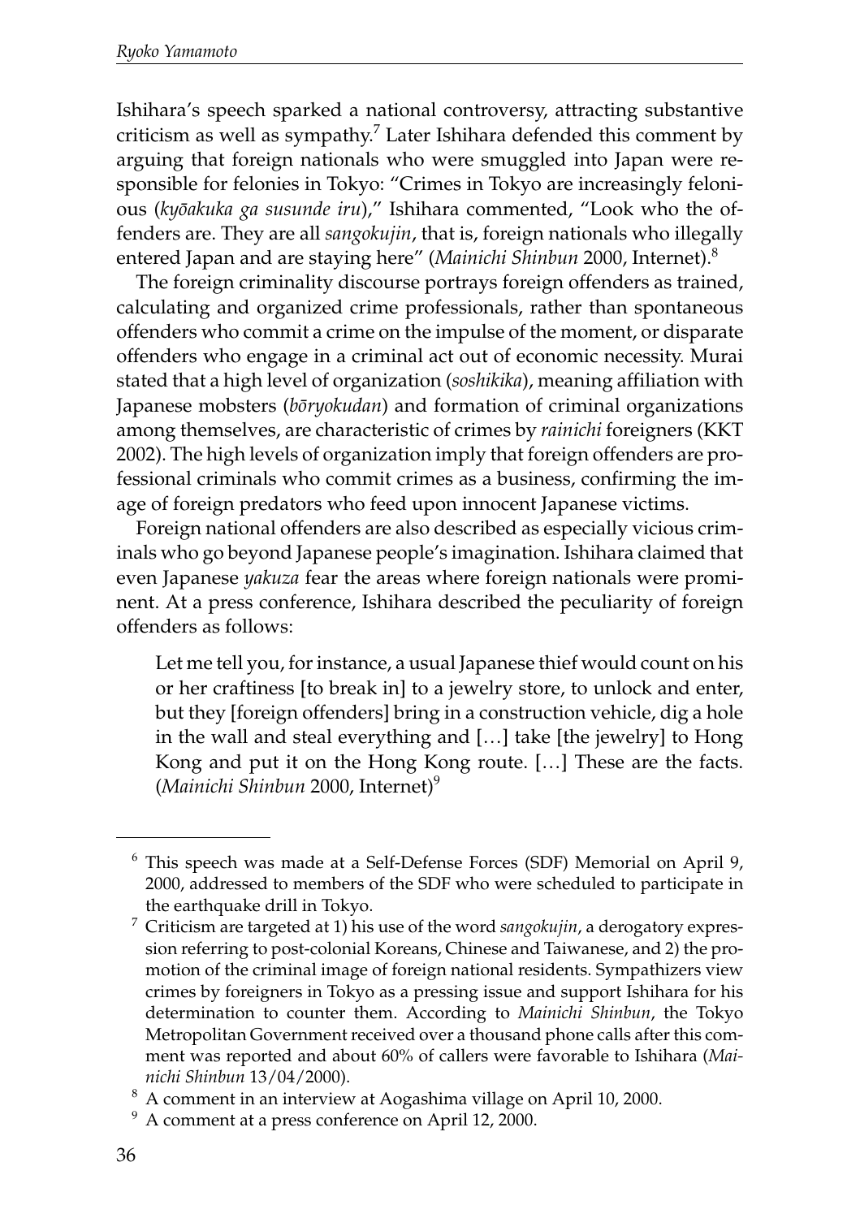Ishihara's speech sparked a national controversy, attracting substantive criticism as well as sympathy.[7] Later Ishihara defended this comment by arguing that foreign nationals who were smuggled into Japan were responsible for felonies in Tokyo: "Crimes in Tokyo are increasingly felonious (*kyōakuka ga susunde iru*)," Ishihara commented, "Look who the offenders are. They are all *sangokujin*, that is, foreign nationals who illegally entered Japan and are staying here" (*Mainichi Shinbun* 2000, Internet).[8]

The foreign criminality discourse portrays foreign offenders as trained, calculating and organized crime professionals, rather than spontaneous offenders who commit a crime on the impulse of the moment, or disparate offenders who engage in a criminal act out of economic necessity. Murai stated that a high level of organization (*soshikika*), meaning affiliation with Japanese mobsters (*bōryokudan*) and formation of criminal organizations among themselves, are characteristic of crimes by *rainichi* foreigners (KKT 2002). The high levels of organization imply that foreign offenders are professional criminals who commit crimes as a business, confirming the image of foreign predators who feed upon innocent Japanese victims.

Foreign national offenders are also described as especially vicious criminals who go beyond Japanese people's imagination. Ishihara claimed that even Japanese *yakuza* fear the areas where foreign nationals were prominent. At a press conference, Ishihara described the peculiarity of foreign offenders as follows:

> Let me tell you, for instance, a usual Japanese thief would count on his or her craftiness [to break in] to a jewelry store, to unlock and enter, but they [foreign offenders] bring in a construction vehicle, dig a hole in the wall and steal everything and […] take [the jewelry] to Hong Kong and put it on the Hong Kong route. […] These are the facts. (*Mainichi Shinbun* 2000, Internet)[9]

---

[6] This speech was made at a Self-Defense Forces (SDF) Memorial on April 9, 2000, addressed to members of the SDF who were scheduled to participate in the earthquake drill in Tokyo.

[7] Criticism are targeted at 1) his use of the word *sangokujin*, a derogatory expression referring to post-colonial Koreans, Chinese and Taiwanese, and 2) the promotion of the criminal image of foreign national residents. Sympathizers view crimes by foreigners in Tokyo as a pressing issue and support Ishihara for his determination to counter them. According to *Mainichi Shinbun*, the Tokyo Metropolitan Government received over a thousand phone calls after this comment was reported and about 60% of callers were favorable to Ishihara (*Mainichi Shinbun* 13/04/2000).

[8] A comment in an interview at Aogashima village on April 10, 2000.

[9] A comment at a press conference on April 12, 2000.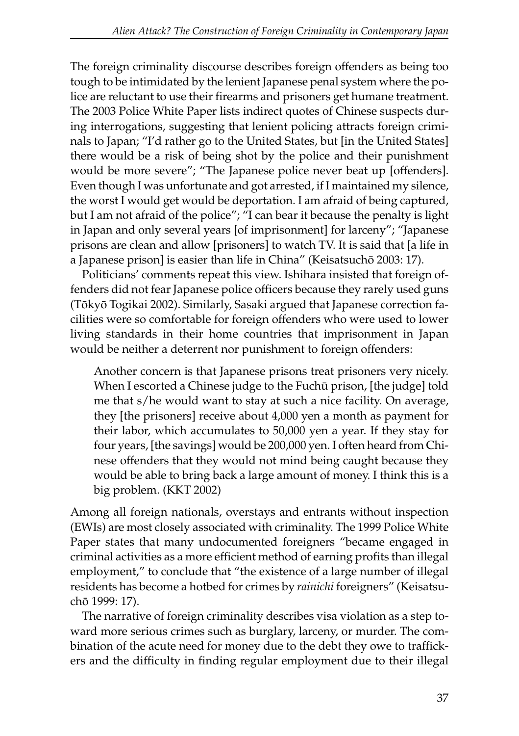The foreign criminality discourse describes foreign offenders as being too tough to be intimidated by the lenient Japanese penal system where the police are reluctant to use their firearms and prisoners get humane treatment. The 2003 Police White Paper lists indirect quotes of Chinese suspects during interrogations, suggesting that lenient policing attracts foreign criminals to Japan; "I'd rather go to the United States, but [in the United States] there would be a risk of being shot by the police and their punishment would be more severe"; "The Japanese police never beat up [offenders]. Even though I was unfortunate and got arrested, if I maintained my silence, the worst I would get would be deportation. I am afraid of being captured, but I am not afraid of the police"; "I can bear it because the penalty is light in Japan and only several years [of imprisonment] for larceny"; "Japanese prisons are clean and allow [prisoners] to watch TV. It is said that [a life in a Japanese prison] is easier than life in China" (Keisatsuchō 2003: 17).

Politicians' comments repeat this view. Ishihara insisted that foreign offenders did not fear Japanese police officers because they rarely used guns (Tōkyō Togikai 2002). Similarly, Sasaki argued that Japanese correction facilities were so comfortable for foreign offenders who were used to lower living standards in their home countries that imprisonment in Japan would be neither a deterrent nor punishment to foreign offenders:

> Another concern is that Japanese prisons treat prisoners very nicely. When I escorted a Chinese judge to the Fuchū prison, [the judge] told me that s/he would want to stay at such a nice facility. On average, they [the prisoners] receive about 4,000 yen a month as payment for their labor, which accumulates to 50,000 yen a year. If they stay for four years, [the savings] would be 200,000 yen. I often heard from Chinese offenders that they would not mind being caught because they would be able to bring back a large amount of money. I think this is a big problem. (KKT 2002)

Among all foreign nationals, overstays and entrants without inspection (EWIs) are most closely associated with criminality. The 1999 Police White Paper states that many undocumented foreigners "became engaged in criminal activities as a more efficient method of earning profits than illegal employment," to conclude that "the existence of a large number of illegal residents has become a hotbed for crimes by *rainichi* foreigners" (Keisatsuchō 1999: 17).

The narrative of foreign criminality describes visa violation as a step toward more serious crimes such as burglary, larceny, or murder. The combination of the acute need for money due to the debt they owe to traffickers and the difficulty in finding regular employment due to their illegal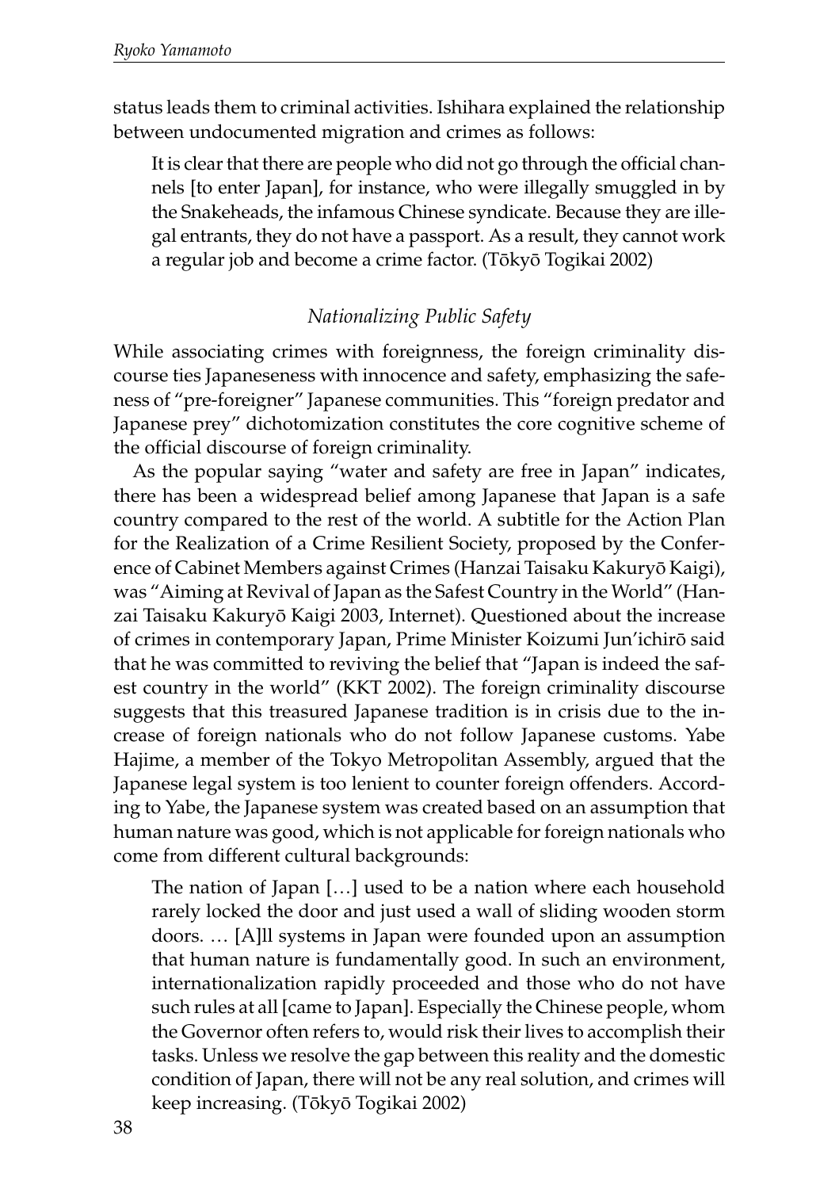status leads them to criminal activities. Ishihara explained the relationship between undocumented migration and crimes as follows:

> It is clear that there are people who did not go through the official channels [to enter Japan], for instance, who were illegally smuggled in by the Snakeheads, the infamous Chinese syndicate. Because they are illegal entrants, they do not have a passport. As a result, they cannot work a regular job and become a crime factor. (Tōkyō Togikai 2002)

### *Nationalizing Public Safety*

While associating crimes with foreignness, the foreign criminality discourse ties Japaneseness with innocence and safety, emphasizing the safeness of "pre-foreigner" Japanese communities. This "foreign predator and Japanese prey" dichotomization constitutes the core cognitive scheme of the official discourse of foreign criminality.

As the popular saying "water and safety are free in Japan" indicates, there has been a widespread belief among Japanese that Japan is a safe country compared to the rest of the world. A subtitle for the Action Plan for the Realization of a Crime Resilient Society, proposed by the Conference of Cabinet Members against Crimes (Hanzai Taisaku Kakuryō Kaigi), was "Aiming at Revival of Japan as the Safest Country in the World" (Hanzai Taisaku Kakuryō Kaigi 2003, Internet). Questioned about the increase of crimes in contemporary Japan, Prime Minister Koizumi Jun'ichirō said that he was committed to reviving the belief that "Japan is indeed the safest country in the world" (KKT 2002). The foreign criminality discourse suggests that this treasured Japanese tradition is in crisis due to the increase of foreign nationals who do not follow Japanese customs. Yabe Hajime, a member of the Tokyo Metropolitan Assembly, argued that the Japanese legal system is too lenient to counter foreign offenders. According to Yabe, the Japanese system was created based on an assumption that human nature was good, which is not applicable for foreign nationals who come from different cultural backgrounds:

> The nation of Japan […] used to be a nation where each household rarely locked the door and just used a wall of sliding wooden storm doors. … [A]ll systems in Japan were founded upon an assumption that human nature is fundamentally good. In such an environment, internationalization rapidly proceeded and those who do not have such rules at all [came to Japan]. Especially the Chinese people, whom the Governor often refers to, would risk their lives to accomplish their tasks. Unless we resolve the gap between this reality and the domestic condition of Japan, there will not be any real solution, and crimes will keep increasing. (Tōkyō Togikai 2002)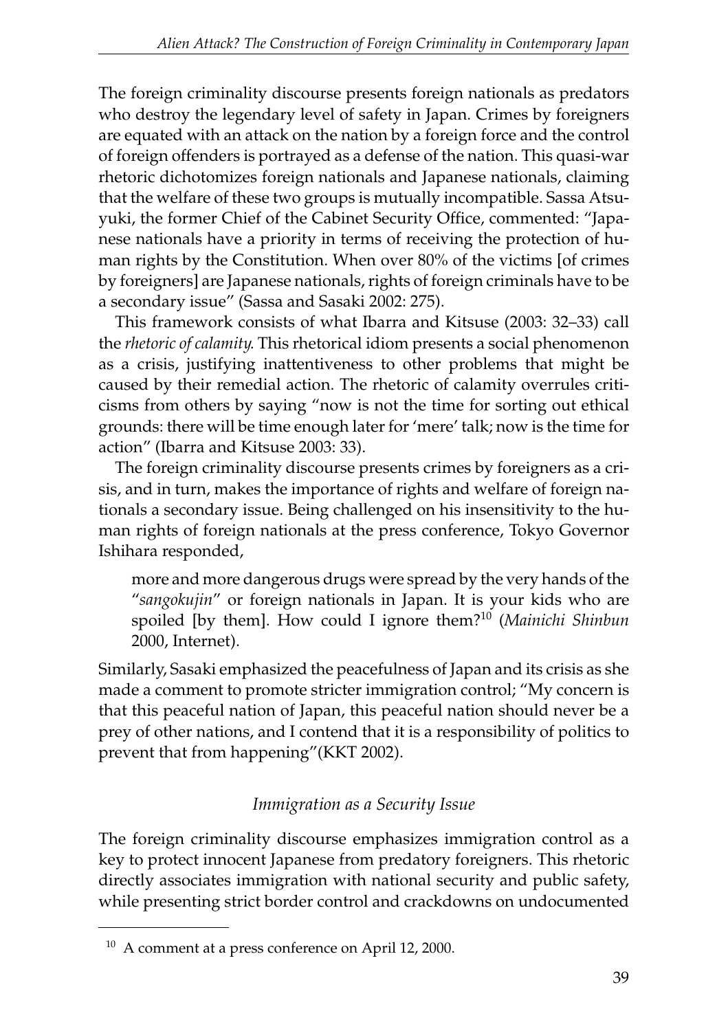The foreign criminality discourse presents foreign nationals as predators who destroy the legendary level of safety in Japan. Crimes by foreigners are equated with an attack on the nation by a foreign force and the control of foreign offenders is portrayed as a defense of the nation. This quasi-war rhetoric dichotomizes foreign nationals and Japanese nationals, claiming that the welfare of these two groups is mutually incompatible. Sassa Atsuyuki, the former Chief of the Cabinet Security Office, commented: "Japanese nationals have a priority in terms of receiving the protection of human rights by the Constitution. When over 80% of the victims [of crimes by foreigners] are Japanese nationals, rights of foreign criminals have to be a secondary issue" (Sassa and Sasaki 2002: 275).

This framework consists of what Ibarra and Kitsuse (2003: 32–33) call the *rhetoric of calamity*. This rhetorical idiom presents a social phenomenon as a crisis, justifying inattentiveness to other problems that might be caused by their remedial action. The rhetoric of calamity overrules criticisms from others by saying "now is not the time for sorting out ethical grounds: there will be time enough later for 'mere' talk; now is the time for action" (Ibarra and Kitsuse 2003: 33).

The foreign criminality discourse presents crimes by foreigners as a crisis, and in turn, makes the importance of rights and welfare of foreign nationals a secondary issue. Being challenged on his insensitivity to the human rights of foreign nationals at the press conference, Tokyo Governor Ishihara responded,

> more and more dangerous drugs were spread by the very hands of the "*sangokujin*" or foreign nationals in Japan. It is your kids who are spoiled [by them]. How could I ignore them?[10] (*Mainichi Shinbun* 2000, Internet).

Similarly, Sasaki emphasized the peacefulness of Japan and its crisis as she made a comment to promote stricter immigration control; "My concern is that this peaceful nation of Japan, this peaceful nation should never be a prey of other nations, and I contend that it is a responsibility of politics to prevent that from happening"(KKT 2002).

### *Immigration as a Security Issue*

The foreign criminality discourse emphasizes immigration control as a key to protect innocent Japanese from predatory foreigners. This rhetoric directly associates immigration with national security and public safety, while presenting strict border control and crackdowns on undocumented

---

[10] A comment at a press conference on April 12, 2000.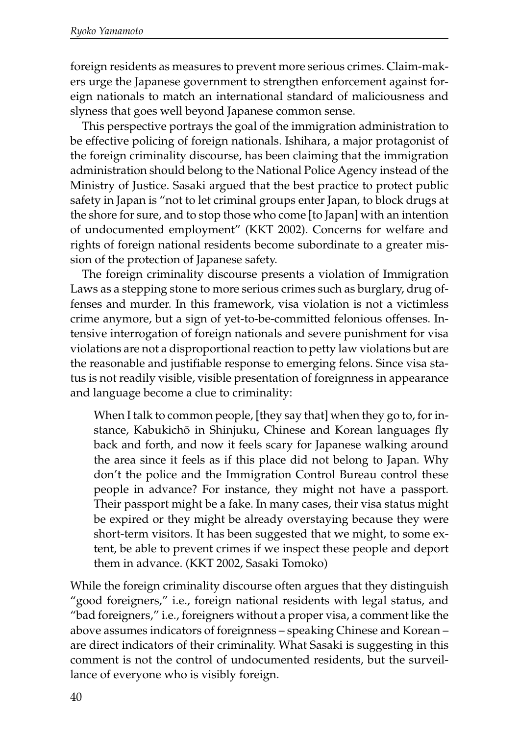foreign residents as measures to prevent more serious crimes. Claim-makers urge the Japanese government to strengthen enforcement against foreign nationals to match an international standard of maliciousness and slyness that goes well beyond Japanese common sense.

This perspective portrays the goal of the immigration administration to be effective policing of foreign nationals. Ishihara, a major protagonist of the foreign criminality discourse, has been claiming that the immigration administration should belong to the National Police Agency instead of the Ministry of Justice. Sasaki argued that the best practice to protect public safety in Japan is "not to let criminal groups enter Japan, to block drugs at the shore for sure, and to stop those who come [to Japan] with an intention of undocumented employment" (KKT 2002). Concerns for welfare and rights of foreign national residents become subordinate to a greater mission of the protection of Japanese safety.

The foreign criminality discourse presents a violation of Immigration Laws as a stepping stone to more serious crimes such as burglary, drug offenses and murder. In this framework, visa violation is not a victimless crime anymore, but a sign of yet-to-be-committed felonious offenses. Intensive interrogation of foreign nationals and severe punishment for visa violations are not a disproportional reaction to petty law violations but are the reasonable and justifiable response to emerging felons. Since visa status is not readily visible, visible presentation of foreignness in appearance and language become a clue to criminality:

> When I talk to common people, [they say that] when they go to, for instance, Kabukichō in Shinjuku, Chinese and Korean languages fly back and forth, and now it feels scary for Japanese walking around the area since it feels as if this place did not belong to Japan. Why don't the police and the Immigration Control Bureau control these people in advance? For instance, they might not have a passport. Their passport might be a fake. In many cases, their visa status might be expired or they might be already overstaying because they were short-term visitors. It has been suggested that we might, to some extent, be able to prevent crimes if we inspect these people and deport them in advance. (KKT 2002, Sasaki Tomoko)

While the foreign criminality discourse often argues that they distinguish "good foreigners," i.e., foreign national residents with legal status, and "bad foreigners," i.e., foreigners without a proper visa, a comment like the above assumes indicators of foreignness – speaking Chinese and Korean – are direct indicators of their criminality. What Sasaki is suggesting in this comment is not the control of undocumented residents, but the surveillance of everyone who is visibly foreign.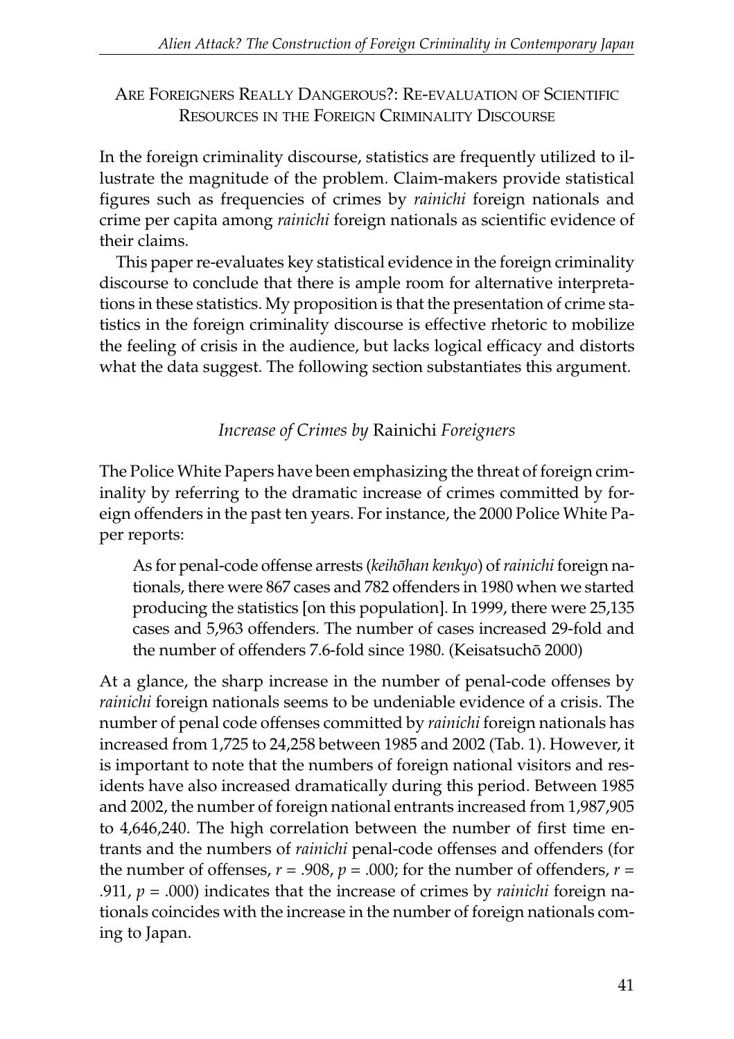## Are Foreigners Really Dangerous?: Re-evaluation of Scientific Resources in the Foreign Criminality Discourse

In the foreign criminality discourse, statistics are frequently utilized to illustrate the magnitude of the problem. Claim-makers provide statistical figures such as frequencies of crimes by *rainichi* foreign nationals and crime per capita among *rainichi* foreign nationals as scientific evidence of their claims.

This paper re-evaluates key statistical evidence in the foreign criminality discourse to conclude that there is ample room for alternative interpretations in these statistics. My proposition is that the presentation of crime statistics in the foreign criminality discourse is effective rhetoric to mobilize the feeling of crisis in the audience, but lacks logical efficacy and distorts what the data suggest. The following section substantiates this argument.

### *Increase of Crimes by* Rainichi *Foreigners*

The Police White Papers have been emphasizing the threat of foreign criminality by referring to the dramatic increase of crimes committed by foreign offenders in the past ten years. For instance, the 2000 Police White Paper reports:

> As for penal-code offense arrests (*keihōhan kenkyo*) of *rainichi* foreign nationals, there were 867 cases and 782 offenders in 1980 when we started producing the statistics [on this population]. In 1999, there were 25,135 cases and 5,963 offenders. The number of cases increased 29-fold and the number of offenders 7.6-fold since 1980. (Keisatsuchō 2000)

At a glance, the sharp increase in the number of penal-code offenses by *rainichi* foreign nationals seems to be undeniable evidence of a crisis. The number of penal code offenses committed by *rainichi* foreign nationals has increased from 1,725 to 24,258 between 1985 and 2002 (Tab. 1). However, it is important to note that the numbers of foreign national visitors and residents have also increased dramatically during this period. Between 1985 and 2002, the number of foreign national entrants increased from 1,987,905 to 4,646,240. The high correlation between the number of first time entrants and the numbers of *rainichi* penal-code offenses and offenders (for the number of offenses, $r = .908$, $p = .000$; for the number of offenders, $r = .911$, $p = .000$) indicates that the increase of crimes by *rainichi* foreign nationals coincides with the increase in the number of foreign nationals coming to Japan.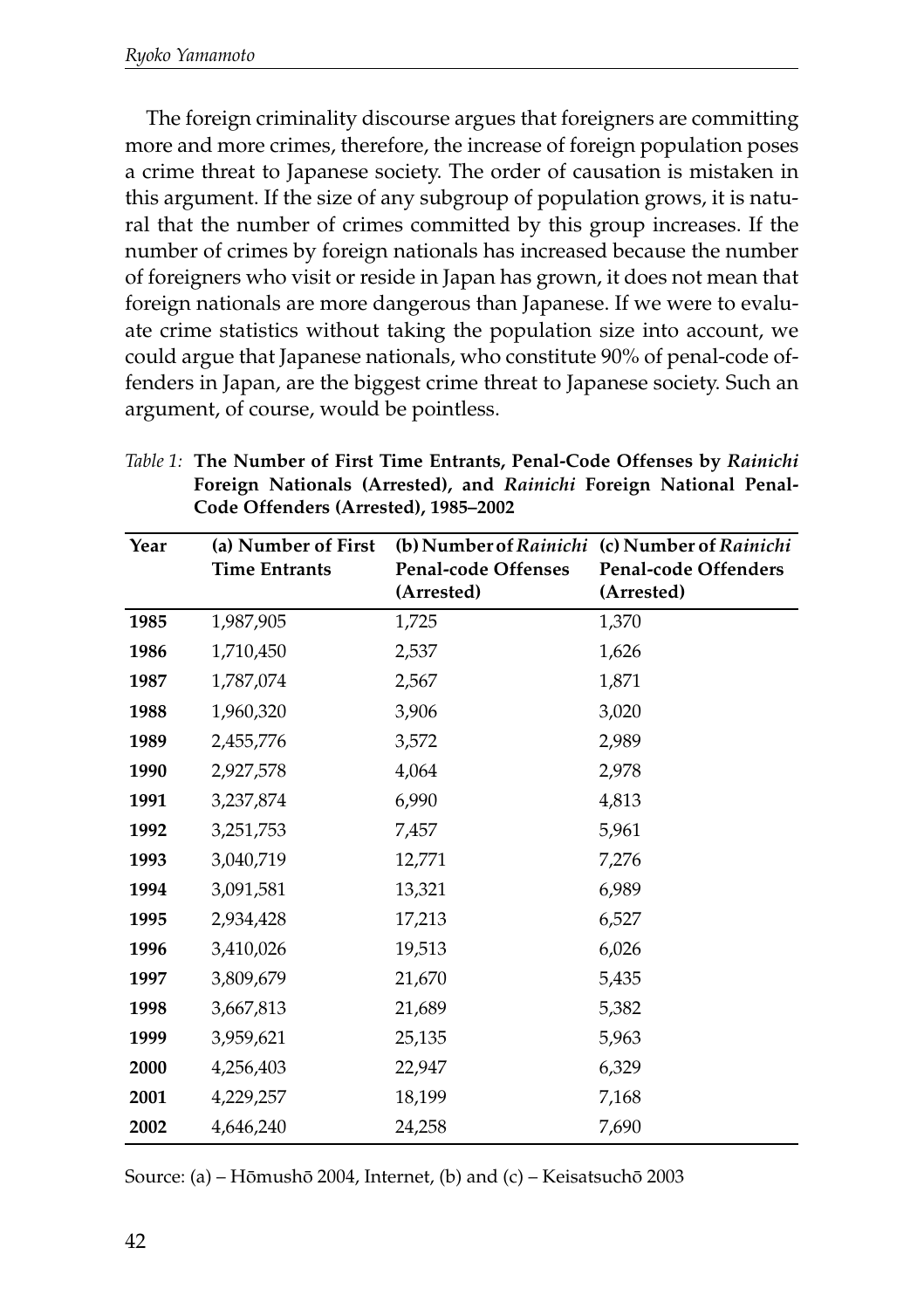The foreign criminality discourse argues that foreigners are committing more and more crimes, therefore, the increase of foreign population poses a crime threat to Japanese society. The order of causation is mistaken in this argument. If the size of any subgroup of population grows, it is natural that the number of crimes committed by this group increases. If the number of crimes by foreign nationals has increased because the number of foreigners who visit or reside in Japan has grown, it does not mean that foreign nationals are more dangerous than Japanese. If we were to evaluate crime statistics without taking the population size into account, we could argue that Japanese nationals, who constitute 90% of penal-code offenders in Japan, are the biggest crime threat to Japanese society. Such an argument, of course, would be pointless.

*Table 1:* **The Number of First Time Entrants, Penal-Code Offenses by *Rainichi* Foreign Nationals (Arrested), and *Rainichi* Foreign National Penal-Code Offenders (Arrested), 1985–2002**

| Year | (a) Number of First Time Entrants | (b) Number of *Rainichi* Penal-code Offenses (Arrested) | (c) Number of *Rainichi* Penal-code Offenders (Arrested) |
|---|---|---|---|
| **1985** | 1,987,905 | 1,725 | 1,370 |
| **1986** | 1,710,450 | 2,537 | 1,626 |
| **1987** | 1,787,074 | 2,567 | 1,871 |
| **1988** | 1,960,320 | 3,906 | 3,020 |
| **1989** | 2,455,776 | 3,572 | 2,989 |
| **1990** | 2,927,578 | 4,064 | 2,978 |
| **1991** | 3,237,874 | 6,990 | 4,813 |
| **1992** | 3,251,753 | 7,457 | 5,961 |
| **1993** | 3,040,719 | 12,771 | 7,276 |
| **1994** | 3,091,581 | 13,321 | 6,989 |
| **1995** | 2,934,428 | 17,213 | 6,527 |
| **1996** | 3,410,026 | 19,513 | 6,026 |
| **1997** | 3,809,679 | 21,670 | 5,435 |
| **1998** | 3,667,813 | 21,689 | 5,382 |
| **1999** | 3,959,621 | 25,135 | 5,963 |
| **2000** | 4,256,403 | 22,947 | 6,329 |
| **2001** | 4,229,257 | 18,199 | 7,168 |
| **2002** | 4,646,240 | 24,258 | 7,690 |

Source: (a) – Hōmushō 2004, Internet, (b) and (c) – Keisatsuchō 2003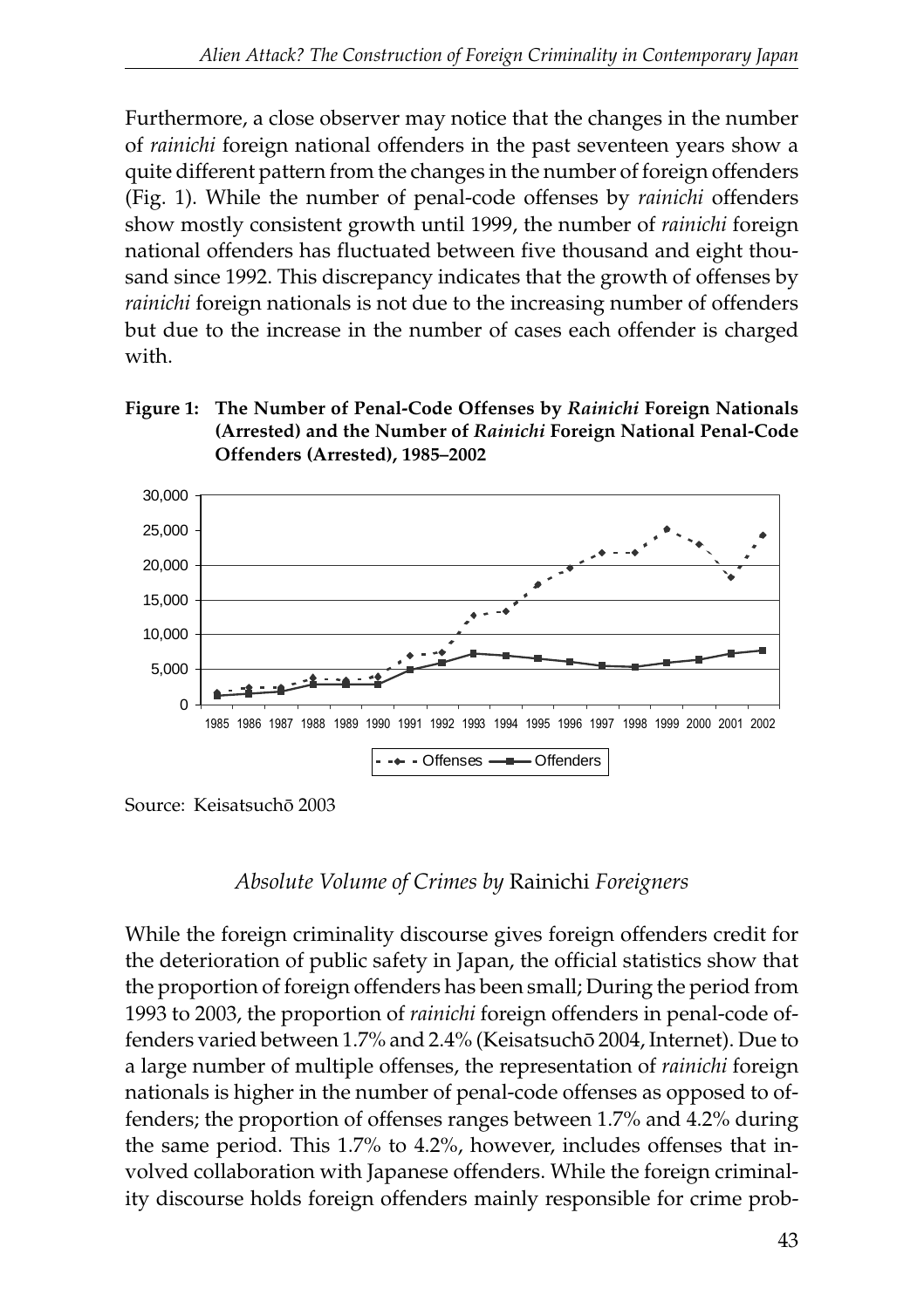Furthermore, a close observer may notice that the changes in the number of *rainichi* foreign national offenders in the past seventeen years show a quite different pattern from the changes in the number of foreign offenders (Fig. 1). While the number of penal-code offenses by *rainichi* offenders show mostly consistent growth until 1999, the number of *rainichi* foreign national offenders has fluctuated between five thousand and eight thousand since 1992. This discrepancy indicates that the growth of offenses by *rainichi* foreign nationals is not due to the increasing number of offenders but due to the increase in the number of cases each offender is charged with.

**Figure 1: The Number of Penal-Code Offenses by *Rainichi* Foreign Nationals (Arrested) and the Number of *Rainichi* Foreign National Penal-Code Offenders (Arrested), 1985–2002**

Source: Keisatsuchō 2003

### *Absolute Volume of Crimes by* Rainichi *Foreigners*

While the foreign criminality discourse gives foreign offenders credit for the deterioration of public safety in Japan, the official statistics show that the proportion of foreign offenders has been small; During the period from 1993 to 2003, the proportion of *rainichi* foreign offenders in penal-code offenders varied between 1.7% and 2.4% (Keisatsuchō 2004, Internet). Due to a large number of multiple offenses, the representation of *rainichi* foreign nationals is higher in the number of penal-code offenses as opposed to offenders; the proportion of offenses ranges between 1.7% and 4.2% during the same period. This 1.7% to 4.2%, however, includes offenses that involved collaboration with Japanese offenders. While the foreign criminality discourse holds foreign offenders mainly responsible for crime prob-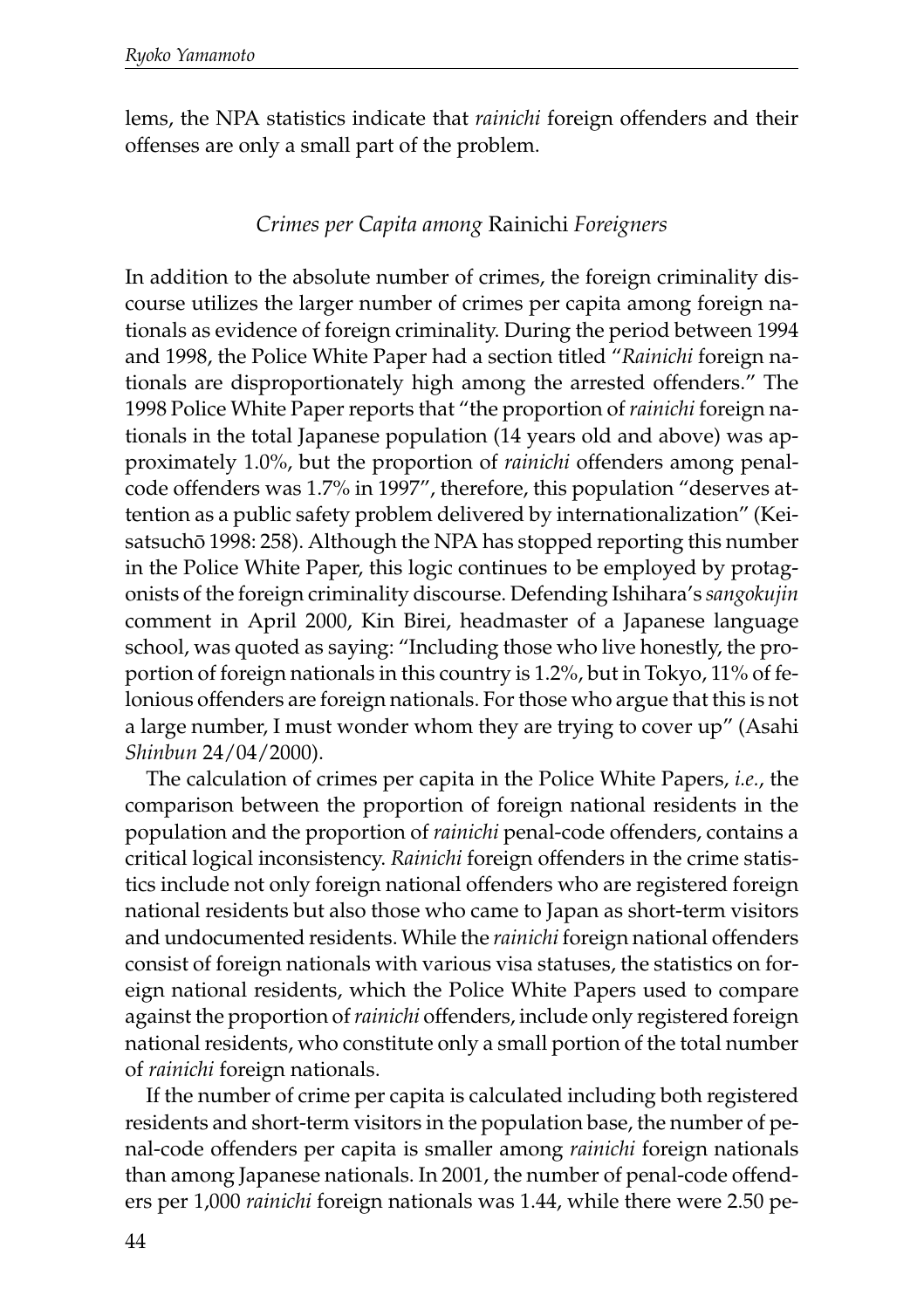lems, the NPA statistics indicate that *rainichi* foreign offenders and their offenses are only a small part of the problem.

### *Crimes per Capita among* Rainichi *Foreigners*

In addition to the absolute number of crimes, the foreign criminality discourse utilizes the larger number of crimes per capita among foreign nationals as evidence of foreign criminality. During the period between 1994 and 1998, the Police White Paper had a section titled "*Rainichi* foreign nationals are disproportionately high among the arrested offenders." The 1998 Police White Paper reports that "the proportion of *rainichi* foreign nationals in the total Japanese population (14 years old and above) was approximately 1.0%, but the proportion of *rainichi* offenders among penal-code offenders was 1.7% in 1997", therefore, this population "deserves attention as a public safety problem delivered by internationalization" (Keisatsuchō 1998: 258). Although the NPA has stopped reporting this number in the Police White Paper, this logic continues to be employed by protagonists of the foreign criminality discourse. Defending Ishihara's *sangokujin* comment in April 2000, Kin Birei, headmaster of a Japanese language school, was quoted as saying: "Including those who live honestly, the proportion of foreign nationals in this country is 1.2%, but in Tokyo, 11% of felonious offenders are foreign nationals. For those who argue that this is not a large number, I must wonder whom they are trying to cover up" (Asahi *Shinbun* 24/04/2000).

The calculation of crimes per capita in the Police White Papers, *i.e.*, the comparison between the proportion of foreign national residents in the population and the proportion of *rainichi* penal-code offenders, contains a critical logical inconsistency. *Rainichi* foreign offenders in the crime statistics include not only foreign national offenders who are registered foreign national residents but also those who came to Japan as short-term visitors and undocumented residents. While the *rainichi* foreign national offenders consist of foreign nationals with various visa statuses, the statistics on foreign national residents, which the Police White Papers used to compare against the proportion of *rainichi* offenders, include only registered foreign national residents, who constitute only a small portion of the total number of *rainichi* foreign nationals.

If the number of crime per capita is calculated including both registered residents and short-term visitors in the population base, the number of penal-code offenders per capita is smaller among *rainichi* foreign nationals than among Japanese nationals. In 2001, the number of penal-code offenders per 1,000 *rainichi* foreign nationals was 1.44, while there were 2.50 pe-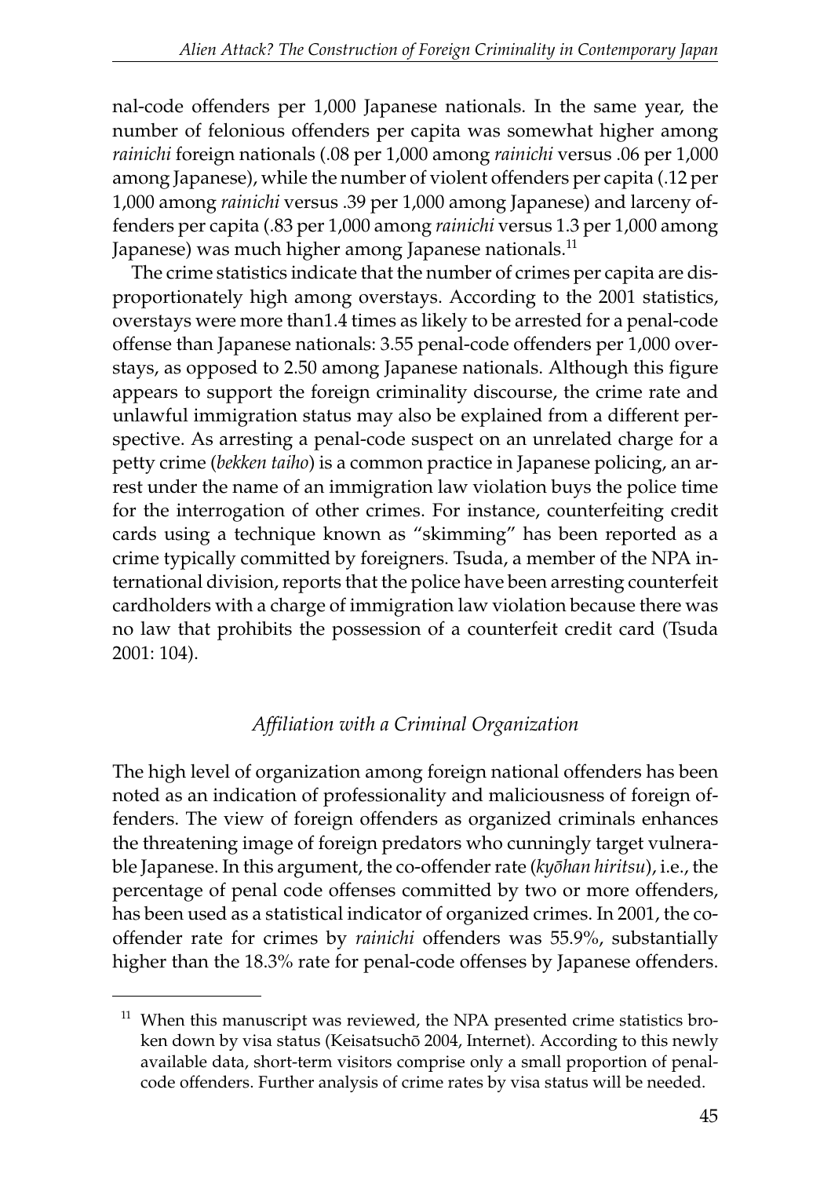nal-code offenders per 1,000 Japanese nationals. In the same year, the number of felonious offenders per capita was somewhat higher among *rainichi* foreign nationals (.08 per 1,000 among *rainichi* versus .06 per 1,000 among Japanese), while the number of violent offenders per capita (.12 per 1,000 among *rainichi* versus .39 per 1,000 among Japanese) and larceny offenders per capita (.83 per 1,000 among *rainichi* versus 1.3 per 1,000 among Japanese) was much higher among Japanese nationals.[11]

The crime statistics indicate that the number of crimes per capita are disproportionately high among overstays. According to the 2001 statistics, overstays were more than1.4 times as likely to be arrested for a penal-code offense than Japanese nationals: 3.55 penal-code offenders per 1,000 overstays, as opposed to 2.50 among Japanese nationals. Although this figure appears to support the foreign criminality discourse, the crime rate and unlawful immigration status may also be explained from a different perspective. As arresting a penal-code suspect on an unrelated charge for a petty crime (*bekken taiho*) is a common practice in Japanese policing, an arrest under the name of an immigration law violation buys the police time for the interrogation of other crimes. For instance, counterfeiting credit cards using a technique known as "skimming" has been reported as a crime typically committed by foreigners. Tsuda, a member of the NPA international division, reports that the police have been arresting counterfeit cardholders with a charge of immigration law violation because there was no law that prohibits the possession of a counterfeit credit card (Tsuda 2001: 104).

### *Affiliation with a Criminal Organization*

The high level of organization among foreign national offenders has been noted as an indication of professionality and maliciousness of foreign offenders. The view of foreign offenders as organized criminals enhances the threatening image of foreign predators who cunningly target vulnerable Japanese. In this argument, the co-offender rate (*kyōhan hiritsu*), i.e., the percentage of penal code offenses committed by two or more offenders, has been used as a statistical indicator of organized crimes. In 2001, the co-offender rate for crimes by *rainichi* offenders was 55.9%, substantially higher than the 18.3% rate for penal-code offenses by Japanese offenders.

---

[11] When this manuscript was reviewed, the NPA presented crime statistics broken down by visa status (Keisatsuchō 2004, Internet). According to this newly available data, short-term visitors comprise only a small proportion of penal-code offenders. Further analysis of crime rates by visa status will be needed.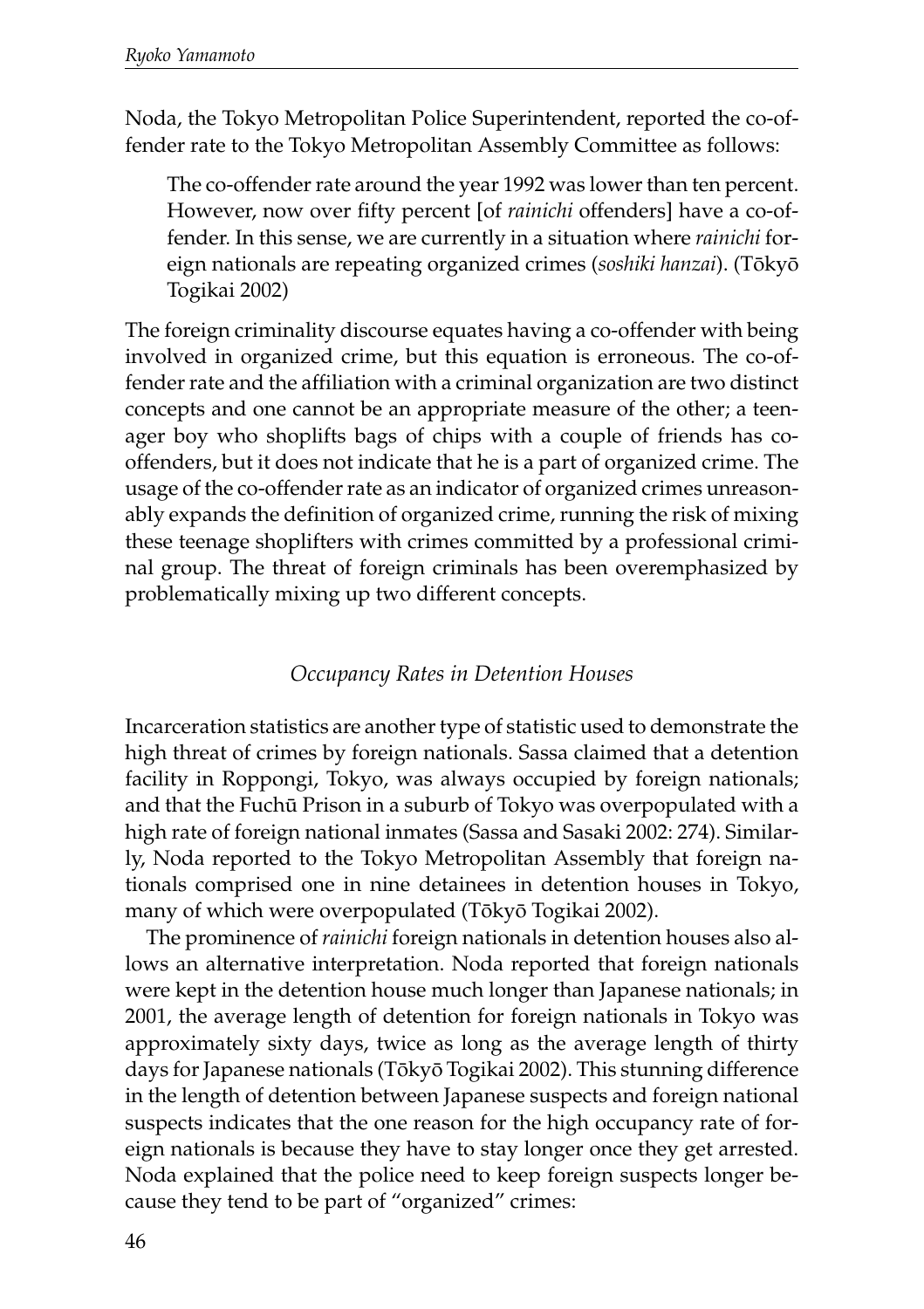Noda, the Tokyo Metropolitan Police Superintendent, reported the co-offender rate to the Tokyo Metropolitan Assembly Committee as follows:

> The co-offender rate around the year 1992 was lower than ten percent. However, now over fifty percent [of *rainichi* offenders] have a co-offender. In this sense, we are currently in a situation where *rainichi* foreign nationals are repeating organized crimes (*soshiki hanzai*). (Tōkyō Togikai 2002)

The foreign criminality discourse equates having a co-offender with being involved in organized crime, but this equation is erroneous. The co-offender rate and the affiliation with a criminal organization are two distinct concepts and one cannot be an appropriate measure of the other; a teenager boy who shoplifts bags of chips with a couple of friends has co-offenders, but it does not indicate that he is a part of organized crime. The usage of the co-offender rate as an indicator of organized crimes unreasonably expands the definition of organized crime, running the risk of mixing these teenage shoplifters with crimes committed by a professional criminal group. The threat of foreign criminals has been overemphasized by problematically mixing up two different concepts.

### *Occupancy Rates in Detention Houses*

Incarceration statistics are another type of statistic used to demonstrate the high threat of crimes by foreign nationals. Sassa claimed that a detention facility in Roppongi, Tokyo, was always occupied by foreign nationals; and that the Fuchū Prison in a suburb of Tokyo was overpopulated with a high rate of foreign national inmates (Sassa and Sasaki 2002: 274). Similarly, Noda reported to the Tokyo Metropolitan Assembly that foreign nationals comprised one in nine detainees in detention houses in Tokyo, many of which were overpopulated (Tōkyō Togikai 2002).

The prominence of *rainichi* foreign nationals in detention houses also allows an alternative interpretation. Noda reported that foreign nationals were kept in the detention house much longer than Japanese nationals; in 2001, the average length of detention for foreign nationals in Tokyo was approximately sixty days, twice as long as the average length of thirty days for Japanese nationals (Tōkyō Togikai 2002). This stunning difference in the length of detention between Japanese suspects and foreign national suspects indicates that the one reason for the high occupancy rate of foreign nationals is because they have to stay longer once they get arrested. Noda explained that the police need to keep foreign suspects longer because they tend to be part of "organized" crimes: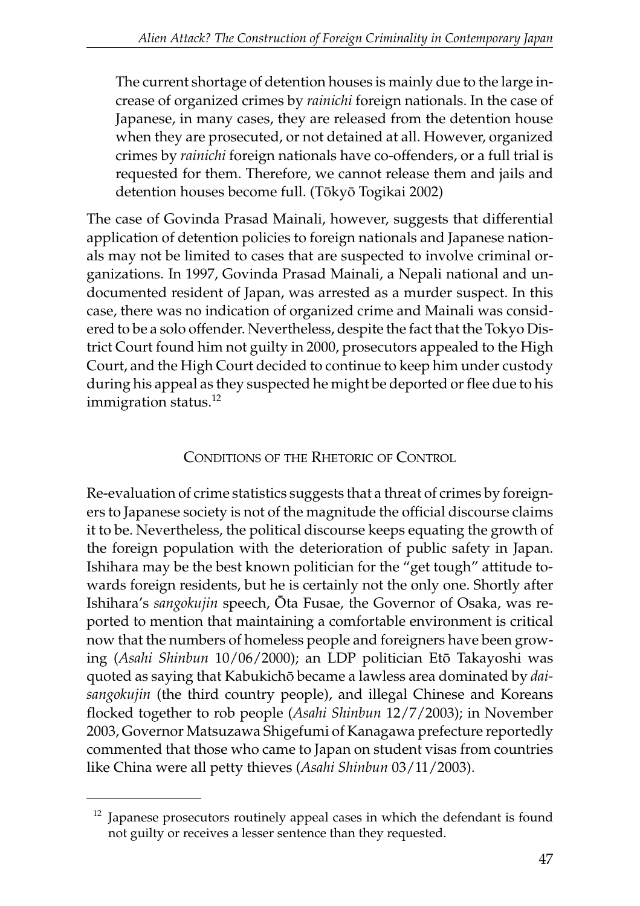> The current shortage of detention houses is mainly due to the large increase of organized crimes by *rainichi* foreign nationals. In the case of Japanese, in many cases, they are released from the detention house when they are prosecuted, or not detained at all. However, organized crimes by *rainichi* foreign nationals have co-offenders, or a full trial is requested for them. Therefore, we cannot release them and jails and detention houses become full. (Tōkyō Togikai 2002)

The case of Govinda Prasad Mainali, however, suggests that differential application of detention policies to foreign nationals and Japanese nationals may not be limited to cases that are suspected to involve criminal organizations. In 1997, Govinda Prasad Mainali, a Nepali national and undocumented resident of Japan, was arrested as a murder suspect. In this case, there was no indication of organized crime and Mainali was considered to be a solo offender. Nevertheless, despite the fact that the Tokyo District Court found him not guilty in 2000, prosecutors appealed to the High Court, and the High Court decided to continue to keep him under custody during his appeal as they suspected he might be deported or flee due to his immigration status.[12]

## Conditions of the Rhetoric of Control

Re-evaluation of crime statistics suggests that a threat of crimes by foreigners to Japanese society is not of the magnitude the official discourse claims it to be. Nevertheless, the political discourse keeps equating the growth of the foreign population with the deterioration of public safety in Japan. Ishihara may be the best known politician for the "get tough" attitude towards foreign residents, but he is certainly not the only one. Shortly after Ishihara's *sangokujin* speech, Ōta Fusae, the Governor of Osaka, was reported to mention that maintaining a comfortable environment is critical now that the numbers of homeless people and foreigners have been growing (*Asahi Shinbun* 10/06/2000); an LDP politician Etō Takayoshi was quoted as saying that Kabukichō became a lawless area dominated by *daisangokujin* (the third country people), and illegal Chinese and Koreans flocked together to rob people (*Asahi Shinbun* 12/7/2003); in November 2003, Governor Matsuzawa Shigefumi of Kanagawa prefecture reportedly commented that those who came to Japan on student visas from countries like China were all petty thieves (*Asahi Shinbun* 03/11/2003).

---

[12] Japanese prosecutors routinely appeal cases in which the defendant is found not guilty or receives a lesser sentence than they requested.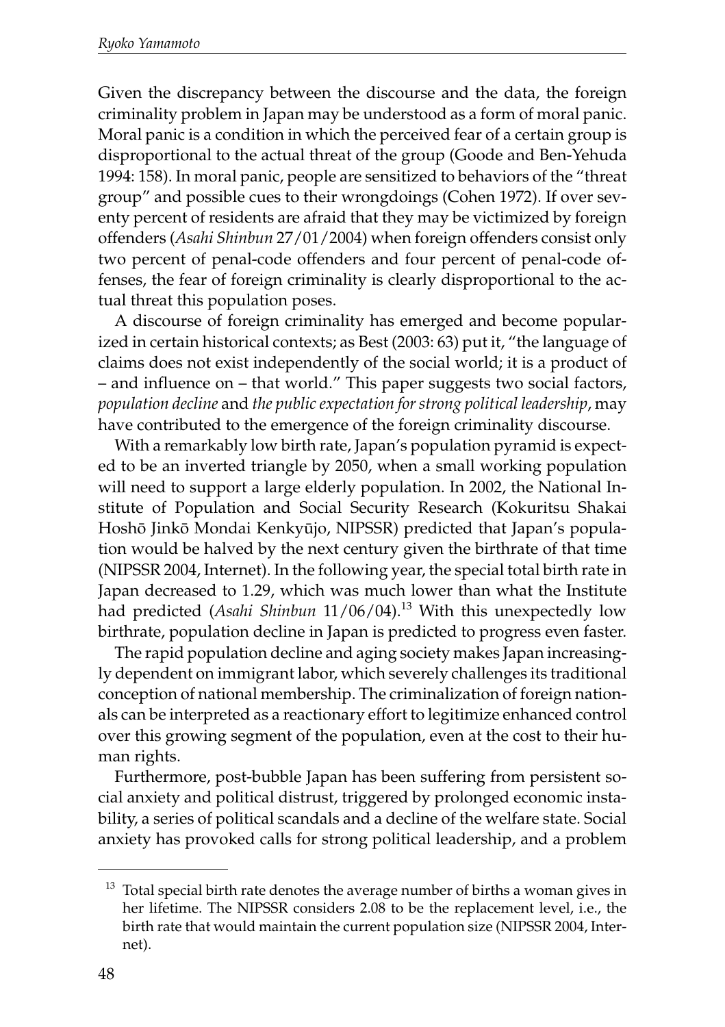Given the discrepancy between the discourse and the data, the foreign criminality problem in Japan may be understood as a form of moral panic. Moral panic is a condition in which the perceived fear of a certain group is disproportional to the actual threat of the group (Goode and Ben-Yehuda 1994: 158). In moral panic, people are sensitized to behaviors of the "threat group" and possible cues to their wrongdoings (Cohen 1972). If over seventy percent of residents are afraid that they may be victimized by foreign offenders (*Asahi Shinbun* 27/01/2004) when foreign offenders consist only two percent of penal-code offenders and four percent of penal-code offenses, the fear of foreign criminality is clearly disproportional to the actual threat this population poses.

A discourse of foreign criminality has emerged and become popularized in certain historical contexts; as Best (2003: 63) put it, "the language of claims does not exist independently of the social world; it is a product of – and influence on – that world." This paper suggests two social factors, *population decline* and *the public expectation for strong political leadership*, may have contributed to the emergence of the foreign criminality discourse.

With a remarkably low birth rate, Japan's population pyramid is expected to be an inverted triangle by 2050, when a small working population will need to support a large elderly population. In 2002, the National Institute of Population and Social Security Research (Kokuritsu Shakai Hoshō Jinkō Mondai Kenkyūjo, NIPSSR) predicted that Japan's population would be halved by the next century given the birthrate of that time (NIPSSR 2004, Internet). In the following year, the special total birth rate in Japan decreased to 1.29, which was much lower than what the Institute had predicted (*Asahi Shinbun* 11/06/04).[13] With this unexpectedly low birthrate, population decline in Japan is predicted to progress even faster.

The rapid population decline and aging society makes Japan increasingly dependent on immigrant labor, which severely challenges its traditional conception of national membership. The criminalization of foreign nationals can be interpreted as a reactionary effort to legitimize enhanced control over this growing segment of the population, even at the cost to their human rights.

Furthermore, post-bubble Japan has been suffering from persistent social anxiety and political distrust, triggered by prolonged economic instability, a series of political scandals and a decline of the welfare state. Social anxiety has provoked calls for strong political leadership, and a problem

---

[13] Total special birth rate denotes the average number of births a woman gives in her lifetime. The NIPSSR considers 2.08 to be the replacement level, i.e., the birth rate that would maintain the current population size (NIPSSR 2004, Internet).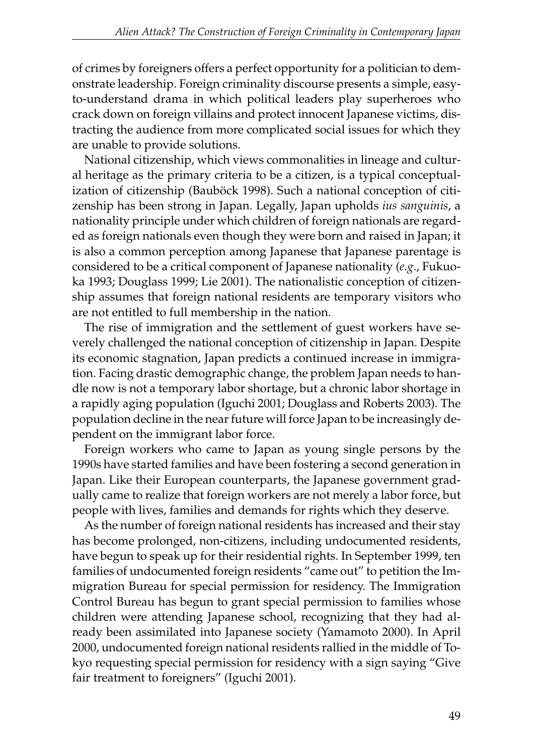of crimes by foreigners offers a perfect opportunity for a politician to demonstrate leadership. Foreign criminality discourse presents a simple, easy-to-understand drama in which political leaders play superheroes who crack down on foreign villains and protect innocent Japanese victims, distracting the audience from more complicated social issues for which they are unable to provide solutions.

National citizenship, which views commonalities in lineage and cultural heritage as the primary criteria to be a citizen, is a typical conceptualization of citizenship (Bauböck 1998). Such a national conception of citizenship has been strong in Japan. Legally, Japan upholds *ius sanguinis*, a nationality principle under which children of foreign nationals are regarded as foreign nationals even though they were born and raised in Japan; it is also a common perception among Japanese that Japanese parentage is considered to be a critical component of Japanese nationality (*e.g.*, Fukuoka 1993; Douglass 1999; Lie 2001). The nationalistic conception of citizenship assumes that foreign national residents are temporary visitors who are not entitled to full membership in the nation.

The rise of immigration and the settlement of guest workers have severely challenged the national conception of citizenship in Japan. Despite its economic stagnation, Japan predicts a continued increase in immigration. Facing drastic demographic change, the problem Japan needs to handle now is not a temporary labor shortage, but a chronic labor shortage in a rapidly aging population (Iguchi 2001; Douglass and Roberts 2003). The population decline in the near future will force Japan to be increasingly dependent on the immigrant labor force.

Foreign workers who came to Japan as young single persons by the 1990s have started families and have been fostering a second generation in Japan. Like their European counterparts, the Japanese government gradually came to realize that foreign workers are not merely a labor force, but people with lives, families and demands for rights which they deserve.

As the number of foreign national residents has increased and their stay has become prolonged, non-citizens, including undocumented residents, have begun to speak up for their residential rights. In September 1999, ten families of undocumented foreign residents "came out" to petition the Immigration Bureau for special permission for residency. The Immigration Control Bureau has begun to grant special permission to families whose children were attending Japanese school, recognizing that they had already been assimilated into Japanese society (Yamamoto 2000). In April 2000, undocumented foreign national residents rallied in the middle of Tokyo requesting special permission for residency with a sign saying "Give fair treatment to foreigners" (Iguchi 2001).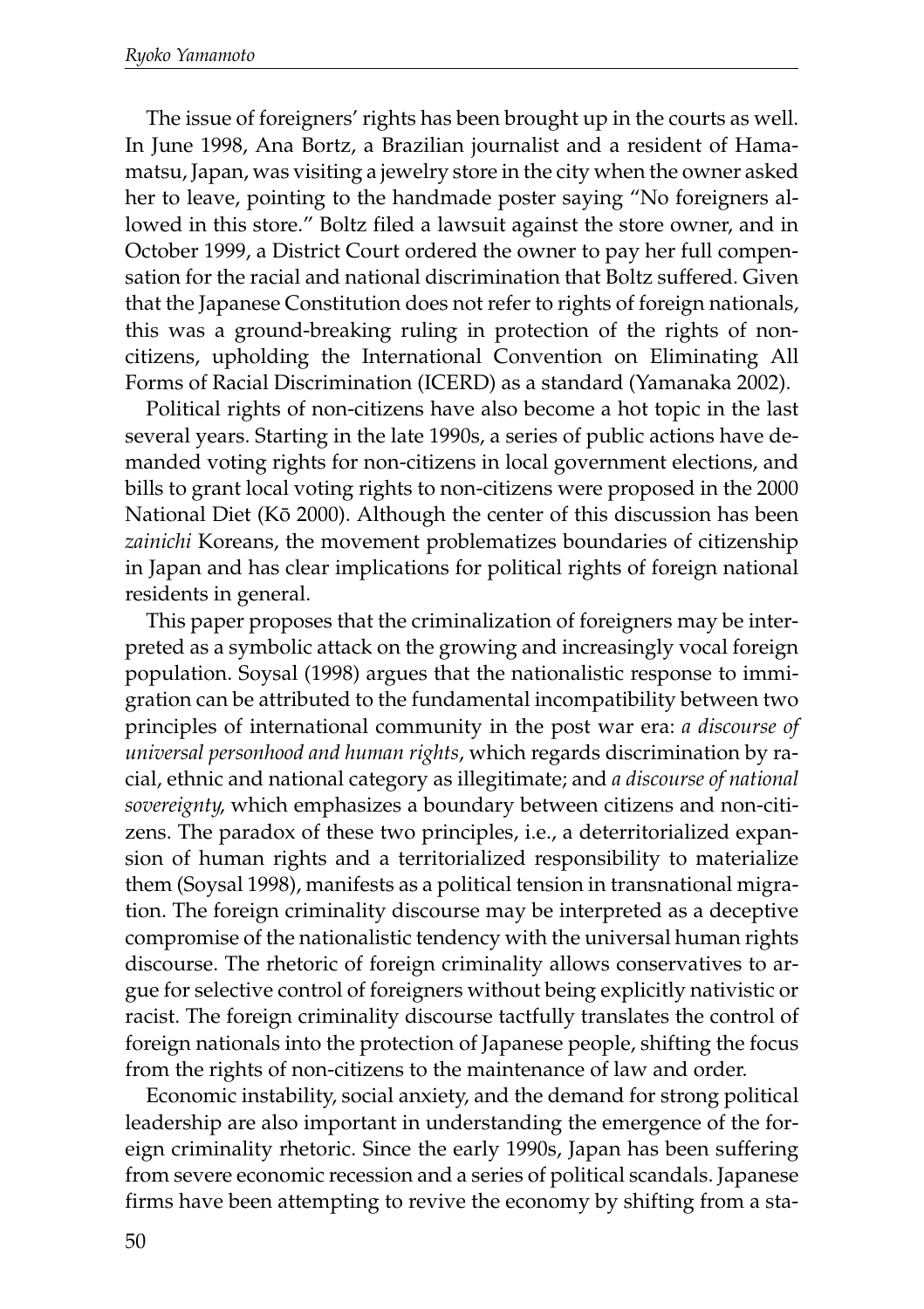The issue of foreigners' rights has been brought up in the courts as well. In June 1998, Ana Bortz, a Brazilian journalist and a resident of Hamamatsu, Japan, was visiting a jewelry store in the city when the owner asked her to leave, pointing to the handmade poster saying "No foreigners allowed in this store." Boltz filed a lawsuit against the store owner, and in October 1999, a District Court ordered the owner to pay her full compensation for the racial and national discrimination that Boltz suffered. Given that the Japanese Constitution does not refer to rights of foreign nationals, this was a ground-breaking ruling in protection of the rights of non-citizens, upholding the International Convention on Eliminating All Forms of Racial Discrimination (ICERD) as a standard (Yamanaka 2002).

Political rights of non-citizens have also become a hot topic in the last several years. Starting in the late 1990s, a series of public actions have demanded voting rights for non-citizens in local government elections, and bills to grant local voting rights to non-citizens were proposed in the 2000 National Diet (Kō 2000). Although the center of this discussion has been *zainichi* Koreans, the movement problematizes boundaries of citizenship in Japan and has clear implications for political rights of foreign national residents in general.

This paper proposes that the criminalization of foreigners may be interpreted as a symbolic attack on the growing and increasingly vocal foreign population. Soysal (1998) argues that the nationalistic response to immigration can be attributed to the fundamental incompatibility between two principles of international community in the post war era: *a discourse of universal personhood and human rights*, which regards discrimination by racial, ethnic and national category as illegitimate; and *a discourse of national sovereignty*, which emphasizes a boundary between citizens and non-citizens. The paradox of these two principles, i.e., a deterritorialized expansion of human rights and a territorialized responsibility to materialize them (Soysal 1998), manifests as a political tension in transnational migration. The foreign criminality discourse may be interpreted as a deceptive compromise of the nationalistic tendency with the universal human rights discourse. The rhetoric of foreign criminality allows conservatives to argue for selective control of foreigners without being explicitly nativistic or racist. The foreign criminality discourse tactfully translates the control of foreign nationals into the protection of Japanese people, shifting the focus from the rights of non-citizens to the maintenance of law and order.

Economic instability, social anxiety, and the demand for strong political leadership are also important in understanding the emergence of the foreign criminality rhetoric. Since the early 1990s, Japan has been suffering from severe economic recession and a series of political scandals. Japanese firms have been attempting to revive the economy by shifting from a sta-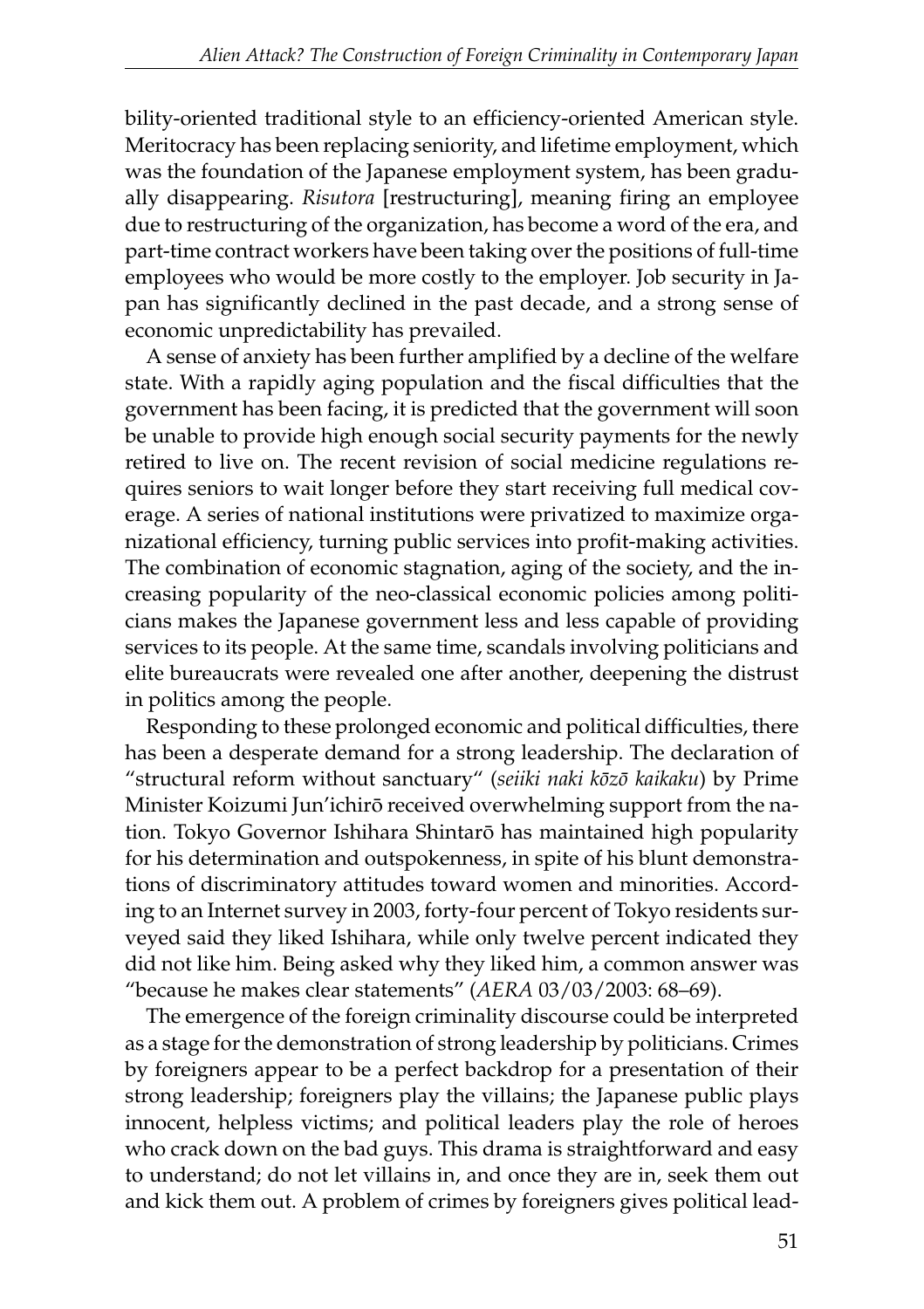bility-oriented traditional style to an efficiency-oriented American style. Meritocracy has been replacing seniority, and lifetime employment, which was the foundation of the Japanese employment system, has been gradually disappearing. *Risutora* [restructuring], meaning firing an employee due to restructuring of the organization, has become a word of the era, and part-time contract workers have been taking over the positions of full-time employees who would be more costly to the employer. Job security in Japan has significantly declined in the past decade, and a strong sense of economic unpredictability has prevailed.

A sense of anxiety has been further amplified by a decline of the welfare state. With a rapidly aging population and the fiscal difficulties that the government has been facing, it is predicted that the government will soon be unable to provide high enough social security payments for the newly retired to live on. The recent revision of social medicine regulations requires seniors to wait longer before they start receiving full medical coverage. A series of national institutions were privatized to maximize organizational efficiency, turning public services into profit-making activities. The combination of economic stagnation, aging of the society, and the increasing popularity of the neo-classical economic policies among politicians makes the Japanese government less and less capable of providing services to its people. At the same time, scandals involving politicians and elite bureaucrats were revealed one after another, deepening the distrust in politics among the people.

Responding to these prolonged economic and political difficulties, there has been a desperate demand for a strong leadership. The declaration of "structural reform without sanctuary" (*seiiki naki kōzō kaikaku*) by Prime Minister Koizumi Jun'ichirō received overwhelming support from the nation. Tokyo Governor Ishihara Shintarō has maintained high popularity for his determination and outspokenness, in spite of his blunt demonstrations of discriminatory attitudes toward women and minorities. According to an Internet survey in 2003, forty-four percent of Tokyo residents surveyed said they liked Ishihara, while only twelve percent indicated they did not like him. Being asked why they liked him, a common answer was "because he makes clear statements" (*AERA* 03/03/2003: 68–69).

The emergence of the foreign criminality discourse could be interpreted as a stage for the demonstration of strong leadership by politicians. Crimes by foreigners appear to be a perfect backdrop for a presentation of their strong leadership; foreigners play the villains; the Japanese public plays innocent, helpless victims; and political leaders play the role of heroes who crack down on the bad guys. This drama is straightforward and easy to understand; do not let villains in, and once they are in, seek them out and kick them out. A problem of crimes by foreigners gives political lead-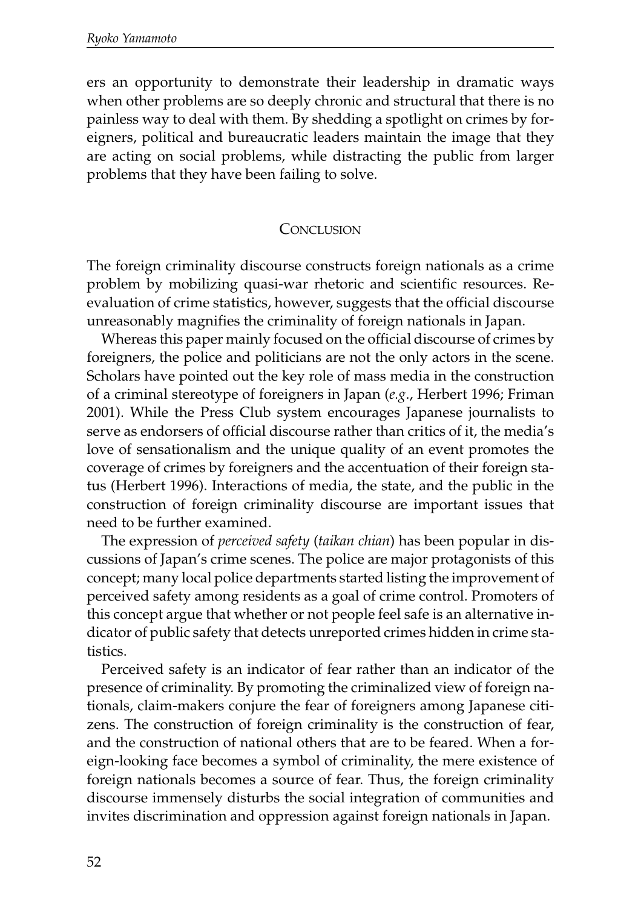ers an opportunity to demonstrate their leadership in dramatic ways when other problems are so deeply chronic and structural that there is no painless way to deal with them. By shedding a spotlight on crimes by foreigners, political and bureaucratic leaders maintain the image that they are acting on social problems, while distracting the public from larger problems that they have been failing to solve.

## CONCLUSION

The foreign criminality discourse constructs foreign nationals as a crime problem by mobilizing quasi-war rhetoric and scientific resources. Reevaluation of crime statistics, however, suggests that the official discourse unreasonably magnifies the criminality of foreign nationals in Japan.

Whereas this paper mainly focused on the official discourse of crimes by foreigners, the police and politicians are not the only actors in the scene. Scholars have pointed out the key role of mass media in the construction of a criminal stereotype of foreigners in Japan (*e.g.*, Herbert 1996; Friman 2001). While the Press Club system encourages Japanese journalists to serve as endorsers of official discourse rather than critics of it, the media's love of sensationalism and the unique quality of an event promotes the coverage of crimes by foreigners and the accentuation of their foreign status (Herbert 1996). Interactions of media, the state, and the public in the construction of foreign criminality discourse are important issues that need to be further examined.

The expression of *perceived safety* (*taikan chian*) has been popular in discussions of Japan's crime scenes. The police are major protagonists of this concept; many local police departments started listing the improvement of perceived safety among residents as a goal of crime control. Promoters of this concept argue that whether or not people feel safe is an alternative indicator of public safety that detects unreported crimes hidden in crime statistics.

Perceived safety is an indicator of fear rather than an indicator of the presence of criminality. By promoting the criminalized view of foreign nationals, claim-makers conjure the fear of foreigners among Japanese citizens. The construction of foreign criminality is the construction of fear, and the construction of national others that are to be feared. When a foreign-looking face becomes a symbol of criminality, the mere existence of foreign nationals becomes a source of fear. Thus, the foreign criminality discourse immensely disturbs the social integration of communities and invites discrimination and oppression against foreign nationals in Japan.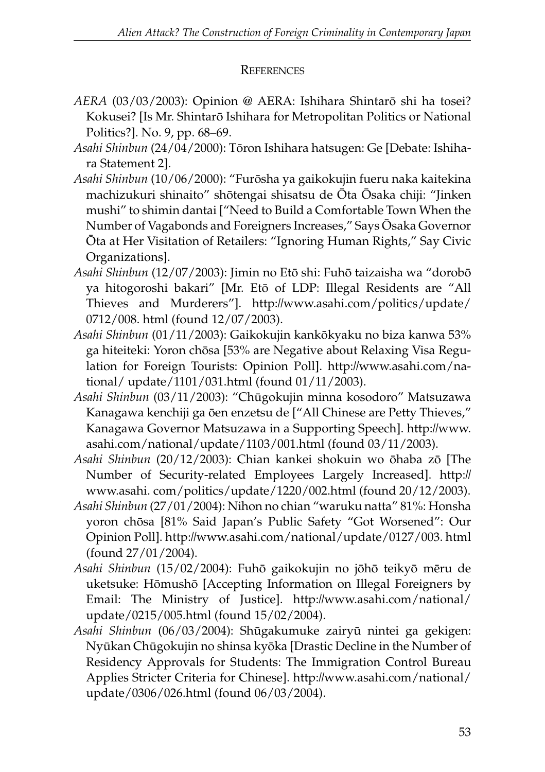## References

*AERA* (03/03/2003): Opinion @ AERA: Ishihara Shintarō shi ha tosei? Kokusei? [Is Mr. Shintarō Ishihara for Metropolitan Politics or National Politics?]. No. 9, pp. 68–69.

*Asahi Shinbun* (24/04/2000): Tōron Ishihara hatsugen: Ge [Debate: Ishihara Statement 2].

*Asahi Shinbun* (10/06/2000): "Furōsha ya gaikokujin fueru naka kaitekina machizukuri shinaito" shōtengai shisatsu de Ōta Ōsaka chiji: "Jinken mushi" to shimin dantai ["Need to Build a Comfortable Town When the Number of Vagabonds and Foreigners Increases," Says Ōsaka Governor Ōta at Her Visitation of Retailers: "Ignoring Human Rights," Say Civic Organizations].

*Asahi Shinbun* (12/07/2003): Jimin no Etō shi: Fuhō taizaisha wa "dorobō ya hitogoroshi bakari" [Mr. Etō of LDP: Illegal Residents are "All Thieves and Murderers"]. http://www.asahi.com/politics/update/0712/008. html (found 12/07/2003).

*Asahi Shinbun* (01/11/2003): Gaikokujin kankōkyaku no biza kanwa 53% ga hiteiteki: Yoron chōsa [53% are Negative about Relaxing Visa Regulation for Foreign Tourists: Opinion Poll]. http://www.asahi.com/national/ update/1101/031.html (found 01/11/2003).

*Asahi Shinbun* (03/11/2003): "Chūgokujin minna kosodoro" Matsuzawa Kanagawa kenchiji ga ōen enzetsu de ["All Chinese are Petty Thieves," Kanagawa Governor Matsuzawa in a Supporting Speech]. http://www.asahi.com/national/update/1103/001.html (found 03/11/2003).

*Asahi Shinbun* (20/12/2003): Chian kankei shokuin wo ōhaba zō [The Number of Security-related Employees Largely Increased]. http://www.asahi. com/politics/update/1220/002.html (found 20/12/2003).

*Asahi Shinbun* (27/01/2004): Nihon no chian "waruku natta" 81%: Honsha yoron chōsa [81% Said Japan's Public Safety "Got Worsened": Our Opinion Poll]. http://www.asahi.com/national/update/0127/003. html (found 27/01/2004).

*Asahi Shinbun* (15/02/2004): Fuhō gaikokujin no jōhō teikyō mēru de uketsuke: Hōmushō [Accepting Information on Illegal Foreigners by Email: The Ministry of Justice]. http://www.asahi.com/national/update/0215/005.html (found 15/02/2004).

*Asahi Shinbun* (06/03/2004): Shūgakumuke zairyū nintei ga gekigen: Nyūkan Chūgokujin no shinsa kyōka [Drastic Decline in the Number of Residency Approvals for Students: The Immigration Control Bureau Applies Stricter Criteria for Chinese]. http://www.asahi.com/national/update/0306/026.html (found 06/03/2004).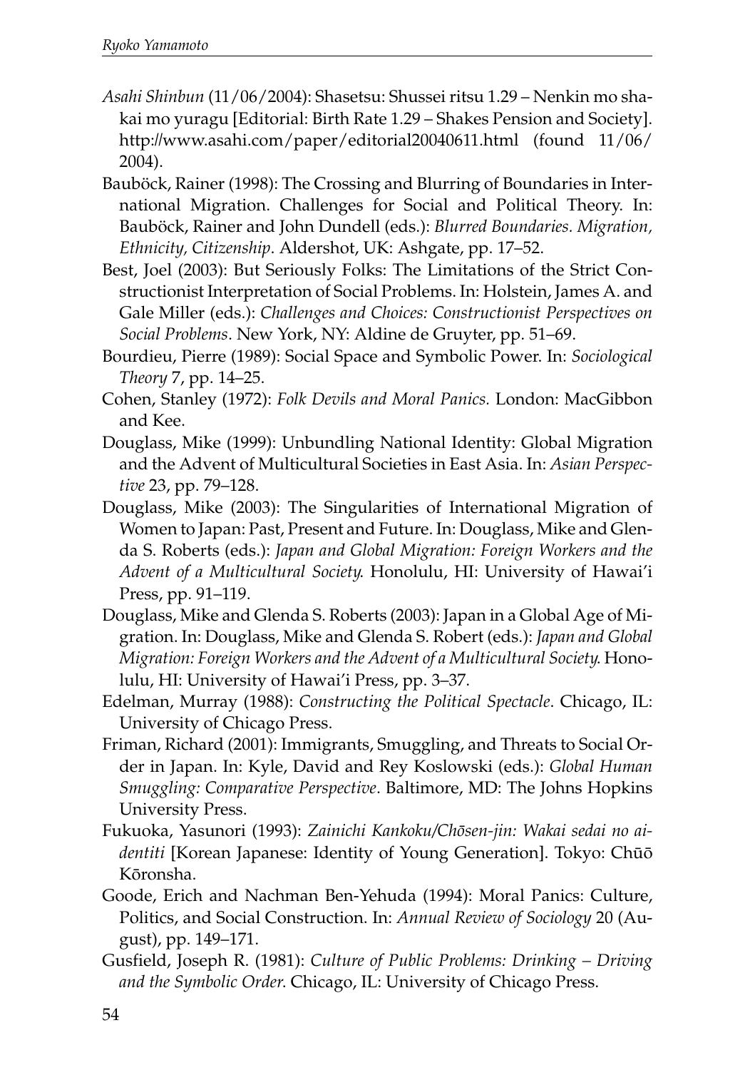*Asahi Shinbun* (11/06/2004): Shasetsu: Shussei ritsu 1.29 – Nenkin mo shakai mo yuragu [Editorial: Birth Rate 1.29 – Shakes Pension and Society]. http://www.asahi.com/paper/editorial20040611.html (found 11/06/2004).

Bauböck, Rainer (1998): The Crossing and Blurring of Boundaries in International Migration. Challenges for Social and Political Theory. In: Bauböck, Rainer and John Dundell (eds.): *Blurred Boundaries. Migration, Ethnicity, Citizenship*. Aldershot, UK: Ashgate, pp. 17–52.

Best, Joel (2003): But Seriously Folks: The Limitations of the Strict Constructionist Interpretation of Social Problems. In: Holstein, James A. and Gale Miller (eds.): *Challenges and Choices: Constructionist Perspectives on Social Problems*. New York, NY: Aldine de Gruyter, pp. 51–69.

Bourdieu, Pierre (1989): Social Space and Symbolic Power. In: *Sociological Theory* 7, pp. 14–25.

Cohen, Stanley (1972): *Folk Devils and Moral Panics.* London: MacGibbon and Kee.

Douglass, Mike (1999): Unbundling National Identity: Global Migration and the Advent of Multicultural Societies in East Asia. In: *Asian Perspective* 23, pp. 79–128.

Douglass, Mike (2003): The Singularities of International Migration of Women to Japan: Past, Present and Future. In: Douglass, Mike and Glenda S. Roberts (eds.): *Japan and Global Migration: Foreign Workers and the Advent of a Multicultural Society*. Honolulu, HI: University of Hawai'i Press, pp. 91–119.

Douglass, Mike and Glenda S. Roberts (2003): Japan in a Global Age of Migration. In: Douglass, Mike and Glenda S. Robert (eds.): *Japan and Global Migration: Foreign Workers and the Advent of a Multicultural Society*. Honolulu, HI: University of Hawai'i Press, pp. 3–37.

Edelman, Murray (1988): *Constructing the Political Spectacle*. Chicago, IL: University of Chicago Press.

Friman, Richard (2001): Immigrants, Smuggling, and Threats to Social Order in Japan. In: Kyle, David and Rey Koslowski (eds.): *Global Human Smuggling: Comparative Perspective*. Baltimore, MD: The Johns Hopkins University Press.

Fukuoka, Yasunori (1993): *Zainichi Kankoku/Chōsen-jin: Wakai sedai no aidentiti* [Korean Japanese: Identity of Young Generation]. Tokyo: Chūō Kōronsha.

Goode, Erich and Nachman Ben-Yehuda (1994): Moral Panics: Culture, Politics, and Social Construction. In: *Annual Review of Sociology* 20 (August), pp. 149–171.

Gusfield, Joseph R. (1981): *Culture of Public Problems: Drinking – Driving and the Symbolic Order*. Chicago, IL: University of Chicago Press.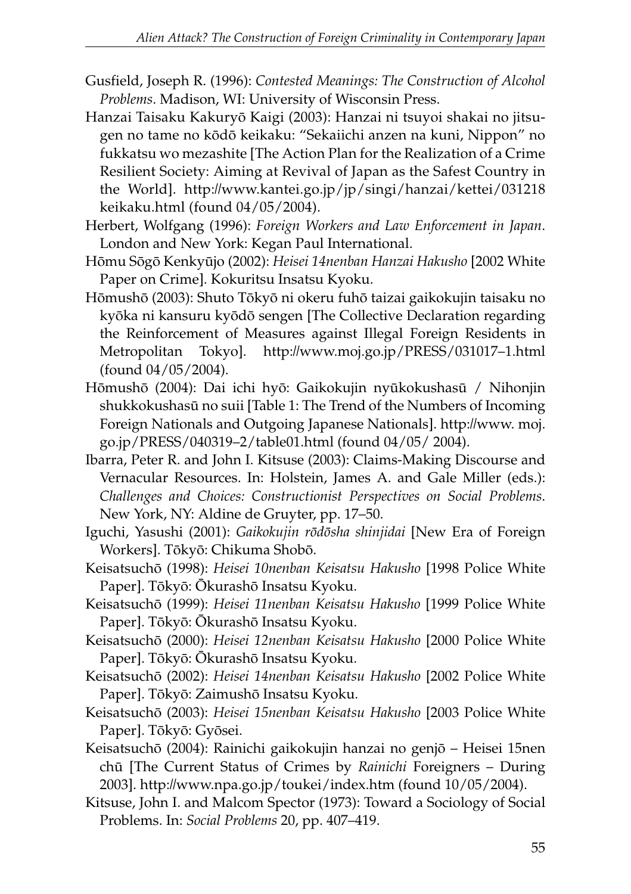Gusfield, Joseph R. (1996): *Contested Meanings: The Construction of Alcohol Problems*. Madison, WI: University of Wisconsin Press.

Hanzai Taisaku Kakuryō Kaigi (2003): Hanzai ni tsuyoi shakai no jitsugen no tame no kōdō keikaku: "Sekaiichi anzen na kuni, Nippon" no fukkatsu wo mezashite [The Action Plan for the Realization of a Crime Resilient Society: Aiming at Revival of Japan as the Safest Country in the World]. http://www.kantei.go.jp/jp/singi/hanzai/kettei/031218keikaku.html (found 04/05/2004).

Herbert, Wolfgang (1996): *Foreign Workers and Law Enforcement in Japan*. London and New York: Kegan Paul International.

Hōmu Sōgō Kenkyūjo (2002): *Heisei 14nenban Hanzai Hakusho* [2002 White Paper on Crime]. Kokuritsu Insatsu Kyoku.

Hōmushō (2003): Shuto Tōkyō ni okeru fuhō taizai gaikokujin taisaku no kyōka ni kansuru kyōdō sengen [The Collective Declaration regarding the Reinforcement of Measures against Illegal Foreign Residents in Metropolitan Tokyo]. http://www.moj.go.jp/PRESS/031017–1.html (found 04/05/2004).

Hōmushō (2004): Dai ichi hyō: Gaikokujin nyūkokushasū / Nihonjin shukkokushasū no suii [Table 1: The Trend of the Numbers of Incoming Foreign Nationals and Outgoing Japanese Nationals]. http://www.moj.go.jp/PRESS/040319–2/table01.html (found 04/05/ 2004).

Ibarra, Peter R. and John I. Kitsuse (2003): Claims-Making Discourse and Vernacular Resources. In: Holstein, James A. and Gale Miller (eds.): *Challenges and Choices: Constructionist Perspectives on Social Problems*. New York, NY: Aldine de Gruyter, pp. 17–50.

Iguchi, Yasushi (2001): *Gaikokujin rōdōsha shinjidai* [New Era of Foreign Workers]. Tōkyō: Chikuma Shobō.

Keisatsuchō (1998): *Heisei 10nenban Keisatsu Hakusho* [1998 Police White Paper]. Tōkyō: Ōkurashō Insatsu Kyoku.

Keisatsuchō (1999): *Heisei 11nenban Keisatsu Hakusho* [1999 Police White Paper]. Tōkyō: Ōkurashō Insatsu Kyoku.

Keisatsuchō (2000): *Heisei 12nenban Keisatsu Hakusho* [2000 Police White Paper]. Tōkyō: Ōkurashō Insatsu Kyoku.

Keisatsuchō (2002): *Heisei 14nenban Keisatsu Hakusho* [2002 Police White Paper]. Tōkyō: Zaimushō Insatsu Kyoku.

Keisatsuchō (2003): *Heisei 15nenban Keisatsu Hakusho* [2003 Police White Paper]. Tōkyō: Gyōsei.

Keisatsuchō (2004): Rainichi gaikokujin hanzai no genjō – Heisei 15nen chū [The Current Status of Crimes by *Rainichi* Foreigners – During 2003]. http://www.npa.go.jp/toukei/index.htm (found 10/05/2004).

Kitsuse, John I. and Malcom Spector (1973): Toward a Sociology of Social Problems. In: *Social Problems* 20, pp. 407–419.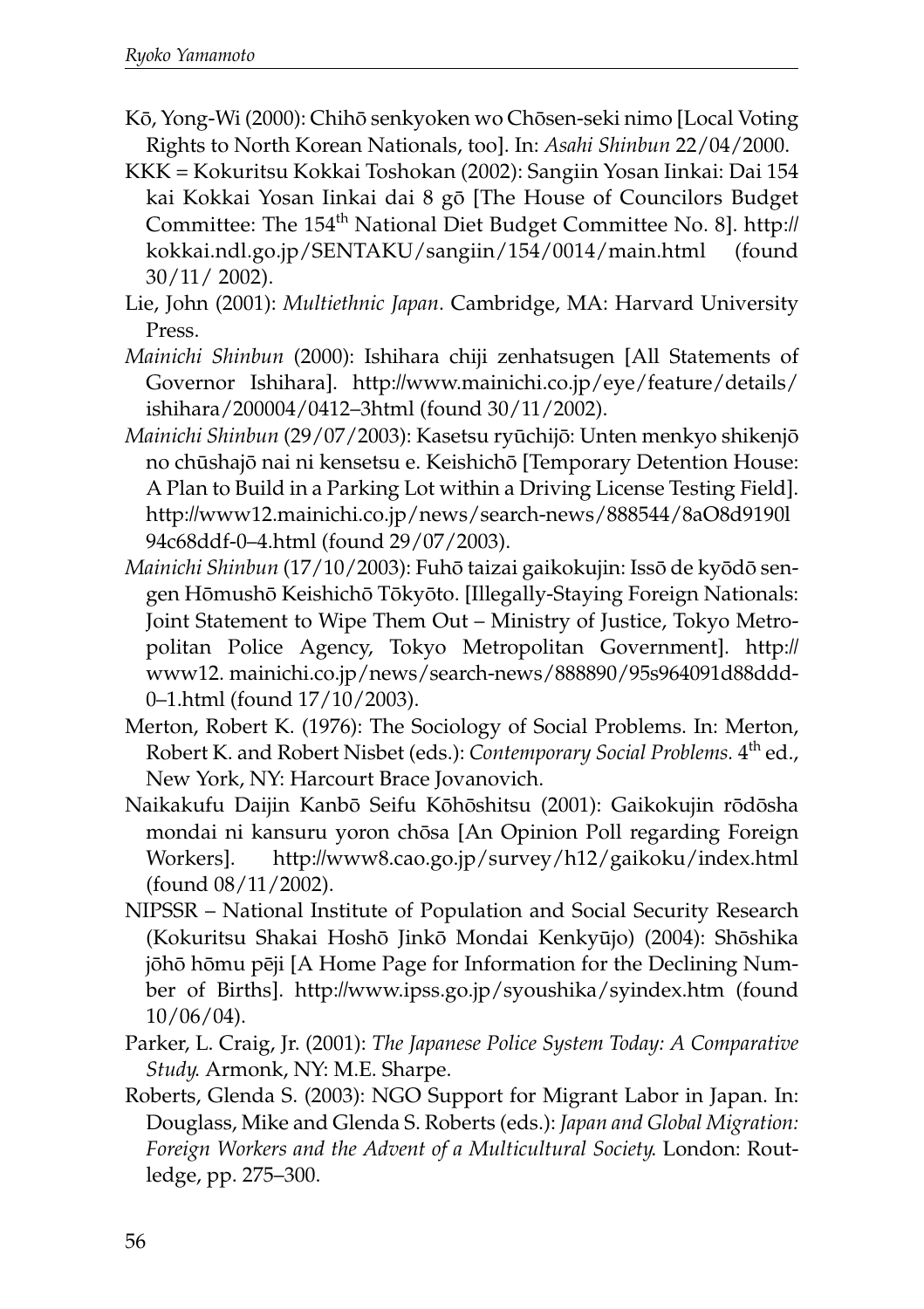Kō, Yong-Wi (2000): Chihō senkyoken wo Chōsen-seki nimo [Local Voting Rights to North Korean Nationals, too]. In: *Asahi Shinbun* 22/04/2000.

KKK = Kokuritsu Kokkai Toshokan (2002): Sangiin Yosan Iinkai: Dai 154 kai Kokkai Yosan Iinkai dai 8 gō [The House of Councilors Budget Committee: The 154th National Diet Budget Committee No. 8]. http://kokkai.ndl.go.jp/SENTAKU/sangiin/154/0014/main.html (found 30/11/ 2002).

Lie, John (2001): *Multiethnic Japan*. Cambridge, MA: Harvard University Press.

*Mainichi Shinbun* (2000): Ishihara chiji zenhatsugen [All Statements of Governor Ishihara]. http://www.mainichi.co.jp/eye/feature/details/ishihara/200004/0412–3html (found 30/11/2002).

*Mainichi Shinbun* (29/07/2003): Kasetsu ryūchijō: Unten menkyo shikenjō no chūshajō nai ni kensetsu e. Keishichō [Temporary Detention House: A Plan to Build in a Parking Lot within a Driving License Testing Field]. http://www12.mainichi.co.jp/news/search-news/888544/8aO8d9190l94c68ddf-0–4.html (found 29/07/2003).

*Mainichi Shinbun* (17/10/2003): Fuhō taizai gaikokujin: Issō de kyōdō sengen Hōmushō Keishichō Tōkyōto. [Illegally-Staying Foreign Nationals: Joint Statement to Wipe Them Out – Ministry of Justice, Tokyo Metropolitan Police Agency, Tokyo Metropolitan Government]. http://www12. mainichi.co.jp/news/search-news/888890/95s964091d88ddd-0–1.html (found 17/10/2003).

Merton, Robert K. (1976): The Sociology of Social Problems. In: Merton, Robert K. and Robert Nisbet (eds.): *Contemporary Social Problems.* 4th ed., New York, NY: Harcourt Brace Jovanovich.

Naikakufu Daijin Kanbō Seifu Kōhōshitsu (2001): Gaikokujin rōdōsha mondai ni kansuru yoron chōsa [An Opinion Poll regarding Foreign Workers]. http://www8.cao.go.jp/survey/h12/gaikoku/index.html (found 08/11/2002).

NIPSSR – National Institute of Population and Social Security Research (Kokuritsu Shakai Hoshō Jinkō Mondai Kenkyūjo) (2004): Shōshika jōhō hōmu pēji [A Home Page for Information for the Declining Number of Births]. http://www.ipss.go.jp/syoushika/syindex.htm (found 10/06/04).

Parker, L. Craig, Jr. (2001): *The Japanese Police System Today: A Comparative Study.* Armonk, NY: M.E. Sharpe.

Roberts, Glenda S. (2003): NGO Support for Migrant Labor in Japan. In: Douglass, Mike and Glenda S. Roberts (eds.): *Japan and Global Migration: Foreign Workers and the Advent of a Multicultural Society.* London: Routledge, pp. 275–300.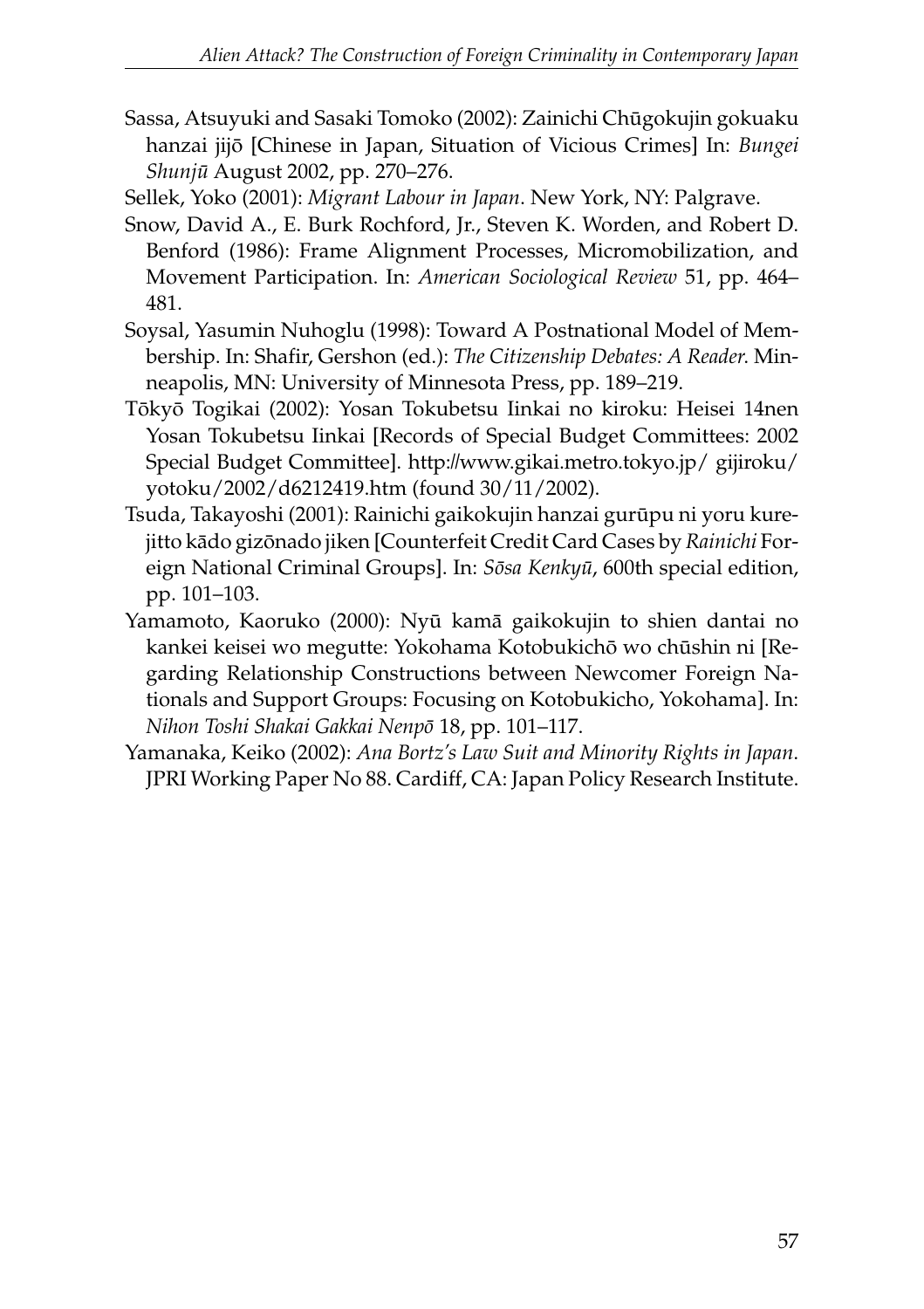Sassa, Atsuyuki and Sasaki Tomoko (2002): Zainichi Chūgokujin gokuaku hanzai jijō [Chinese in Japan, Situation of Vicious Crimes] In: *Bungei Shunjū* August 2002, pp. 270–276.

Sellek, Yoko (2001): *Migrant Labour in Japan*. New York, NY: Palgrave.

Snow, David A., E. Burk Rochford, Jr., Steven K. Worden, and Robert D. Benford (1986): Frame Alignment Processes, Micromobilization, and Movement Participation. In: *American Sociological Review* 51, pp. 464–481.

Soysal, Yasumin Nuhoglu (1998): Toward A Postnational Model of Membership. In: Shafir, Gershon (ed.): *The Citizenship Debates: A Reader*. Minneapolis, MN: University of Minnesota Press, pp. 189–219.

Tōkyō Togikai (2002): Yosan Tokubetsu Iinkai no kiroku: Heisei 14nen Yosan Tokubetsu Iinkai [Records of Special Budget Committees: 2002 Special Budget Committee]. http://www.gikai.metro.tokyo.jp/ gijiroku/ yotoku/2002/d6212419.htm (found 30/11/2002).

Tsuda, Takayoshi (2001): Rainichi gaikokujin hanzai gurūpu ni yoru kurejitto kādo gizōnado jiken [Counterfeit Credit Card Cases by *Rainichi* Foreign National Criminal Groups]. In: *Sōsa Kenkyū*, 600th special edition, pp. 101–103.

Yamamoto, Kaoruko (2000): Nyū kamā gaikokujin to shien dantai no kankei keisei wo megutte: Yokohama Kotobukichō wo chūshin ni [Regarding Relationship Constructions between Newcomer Foreign Nationals and Support Groups: Focusing on Kotobukicho, Yokohama]. In: *Nihon Toshi Shakai Gakkai Nenpō* 18, pp. 101–117.

Yamanaka, Keiko (2002): *Ana Bortz's Law Suit and Minority Rights in Japan*. JPRI Working Paper No 88. Cardiff, CA: Japan Policy Research Institute.